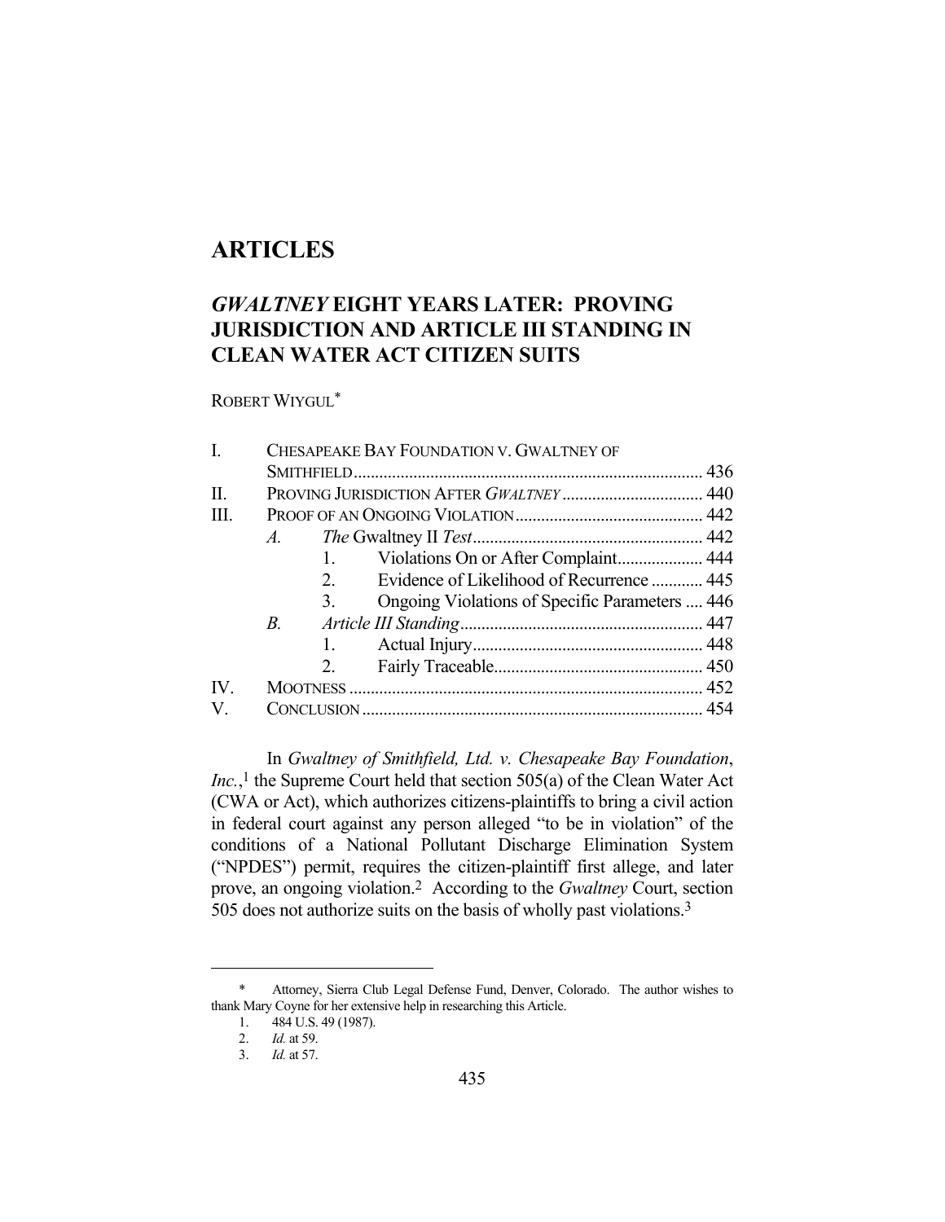# ARTICLES

## *GWALTNEY* EIGHT YEARS LATER: PROVING JURISDICTION AND ARTICLE III STANDING IN CLEAN WATER ACT CITIZEN SUITS

ROBERT WIYGUL*

| | | | |
|---|---|---|---|
| I. | CHESAPEAKE BAY FOUNDATION V. GWALTNEY OF SMITHFIELD | | 436 |
| II. | PROVING JURISDICTION AFTER *GWALTNEY* | | 440 |
| III. | PROOF OF AN ONGOING VIOLATION | | 442 |
| | *A.* | *The* Gwaltney II *Test* | 442 |
| | | 1. Violations On or After Complaint | 444 |
| | | 2. Evidence of Likelihood of Recurrence | 445 |
| | | 3. Ongoing Violations of Specific Parameters | 446 |
| | *B.* | *Article III Standing* | 447 |
| | | 1. Actual Injury | 448 |
| | | 2. Fairly Traceable | 450 |
| IV. | MOOTNESS | | 452 |
| V. | CONCLUSION | | 454 |

In *Gwaltney of Smithfield, Ltd. v. Chesapeake Bay Foundation, Inc.*,[1] the Supreme Court held that section 505(a) of the Clean Water Act (CWA or Act), which authorizes citizens-plaintiffs to bring a civil action in federal court against any person alleged "to be in violation" of the conditions of a National Pollutant Discharge Elimination System ("NPDES") permit, requires the citizen-plaintiff first allege, and later prove, an ongoing violation.[2] According to the *Gwaltney* Court, section 505 does not authorize suits on the basis of wholly past violations.[3]

---

\* Attorney, Sierra Club Legal Defense Fund, Denver, Colorado. The author wishes to thank Mary Coyne for her extensive help in researching this Article.

1. 484 U.S. 49 (1987).

2. *Id.* at 59.

3. *Id.* at 57.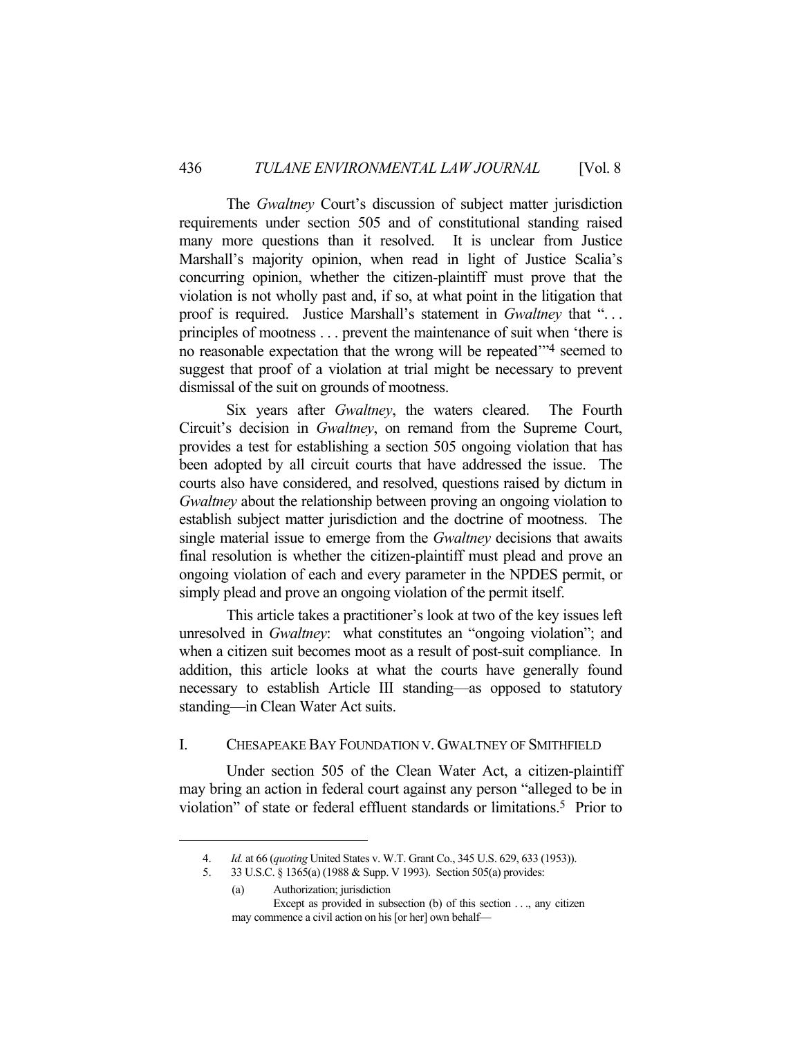The *Gwaltney* Court's discussion of subject matter jurisdiction requirements under section 505 and of constitutional standing raised many more questions than it resolved. It is unclear from Justice Marshall's majority opinion, when read in light of Justice Scalia's concurring opinion, whether the citizen-plaintiff must prove that the violation is not wholly past and, if so, at what point in the litigation that proof is required. Justice Marshall's statement in *Gwaltney* that ". . . principles of mootness . . . prevent the maintenance of suit when 'there is no reasonable expectation that the wrong will be repeated'"[4] seemed to suggest that proof of a violation at trial might be necessary to prevent dismissal of the suit on grounds of mootness.

Six years after *Gwaltney*, the waters cleared. The Fourth Circuit's decision in *Gwaltney*, on remand from the Supreme Court, provides a test for establishing a section 505 ongoing violation that has been adopted by all circuit courts that have addressed the issue. The courts also have considered, and resolved, questions raised by dictum in *Gwaltney* about the relationship between proving an ongoing violation to establish subject matter jurisdiction and the doctrine of mootness. The single material issue to emerge from the *Gwaltney* decisions that awaits final resolution is whether the citizen-plaintiff must plead and prove an ongoing violation of each and every parameter in the NPDES permit, or simply plead and prove an ongoing violation of the permit itself.

This article takes a practitioner's look at two of the key issues left unresolved in *Gwaltney*: what constitutes an "ongoing violation"; and when a citizen suit becomes moot as a result of post-suit compliance. In addition, this article looks at what the courts have generally found necessary to establish Article III standing—as opposed to statutory standing—in Clean Water Act suits.

## I. CHESAPEAKE BAY FOUNDATION V. GWALTNEY OF SMITHFIELD

Under section 505 of the Clean Water Act, a citizen-plaintiff may bring an action in federal court against any person "alleged to be in violation" of state or federal effluent standards or limitations.[5] Prior to

---

4. *Id.* at 66 (*quoting* United States v. W.T. Grant Co., 345 U.S. 629, 633 (1953)).

5. 33 U.S.C. § 1365(a) (1988 & Supp. V 1993). Section 505(a) provides:

> (a) Authorization; jurisdiction
>
> Except as provided in subsection (b) of this section . . ., any citizen may commence a civil action on his [or her] own behalf—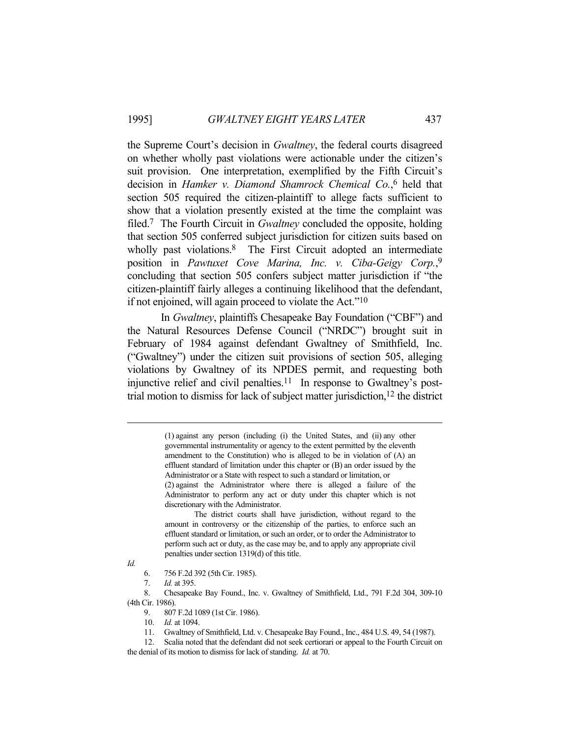the Supreme Court's decision in *Gwaltney*, the federal courts disagreed on whether wholly past violations were actionable under the citizen's suit provision. One interpretation, exemplified by the Fifth Circuit's decision in *Hamker v. Diamond Shamrock Chemical Co.*,[6] held that section 505 required the citizen-plaintiff to allege facts sufficient to show that a violation presently existed at the time the complaint was filed.[7] The Fourth Circuit in *Gwaltney* concluded the opposite, holding that section 505 conferred subject jurisdiction for citizen suits based on wholly past violations.[8] The First Circuit adopted an intermediate position in *Pawtuxet Cove Marina, Inc. v. Ciba-Geigy Corp.*,[9] concluding that section 505 confers subject matter jurisdiction if "the citizen-plaintiff fairly alleges a continuing likelihood that the defendant, if not enjoined, will again proceed to violate the Act."[10]

In *Gwaltney*, plaintiffs Chesapeake Bay Foundation ("CBF") and the Natural Resources Defense Council ("NRDC") brought suit in February of 1984 against defendant Gwaltney of Smithfield, Inc. ("Gwaltney") under the citizen suit provisions of section 505, alleging violations by Gwaltney of its NPDES permit, and requesting both injunctive relief and civil penalties.[11] In response to Gwaltney's post-trial motion to dismiss for lack of subject matter jurisdiction,[12] the district

---

> (1) against any person (including (i) the United States, and (ii) any other governmental instrumentality or agency to the extent permitted by the eleventh amendment to the Constitution) who is alleged to be in violation of (A) an effluent standard of limitation under this chapter or (B) an order issued by the Administrator or a State with respect to such a standard or limitation, or
>
> (2) against the Administrator where there is alleged a failure of the Administrator to perform any act or duty under this chapter which is not discretionary with the Administrator.
>
> The district courts shall have jurisdiction, without regard to the amount in controversy or the citizenship of the parties, to enforce such an effluent standard or limitation, or such an order, or to order the Administrator to perform such act or duty, as the case may be, and to apply any appropriate civil penalties under section 1319(d) of this title.

*Id.*

6. 756 F.2d 392 (5th Cir. 1985).
7. *Id.* at 395.
8. Chesapeake Bay Found., Inc. v. Gwaltney of Smithfield, Ltd., 791 F.2d 304, 309-10 (4th Cir. 1986).
9. 807 F.2d 1089 (1st Cir. 1986).
10. *Id.* at 1094.
11. Gwaltney of Smithfield, Ltd. v. Chesapeake Bay Found., Inc., 484 U.S. 49, 54 (1987).
12. Scalia noted that the defendant did not seek certiorari or appeal to the Fourth Circuit on the denial of its motion to dismiss for lack of standing. *Id.* at 70.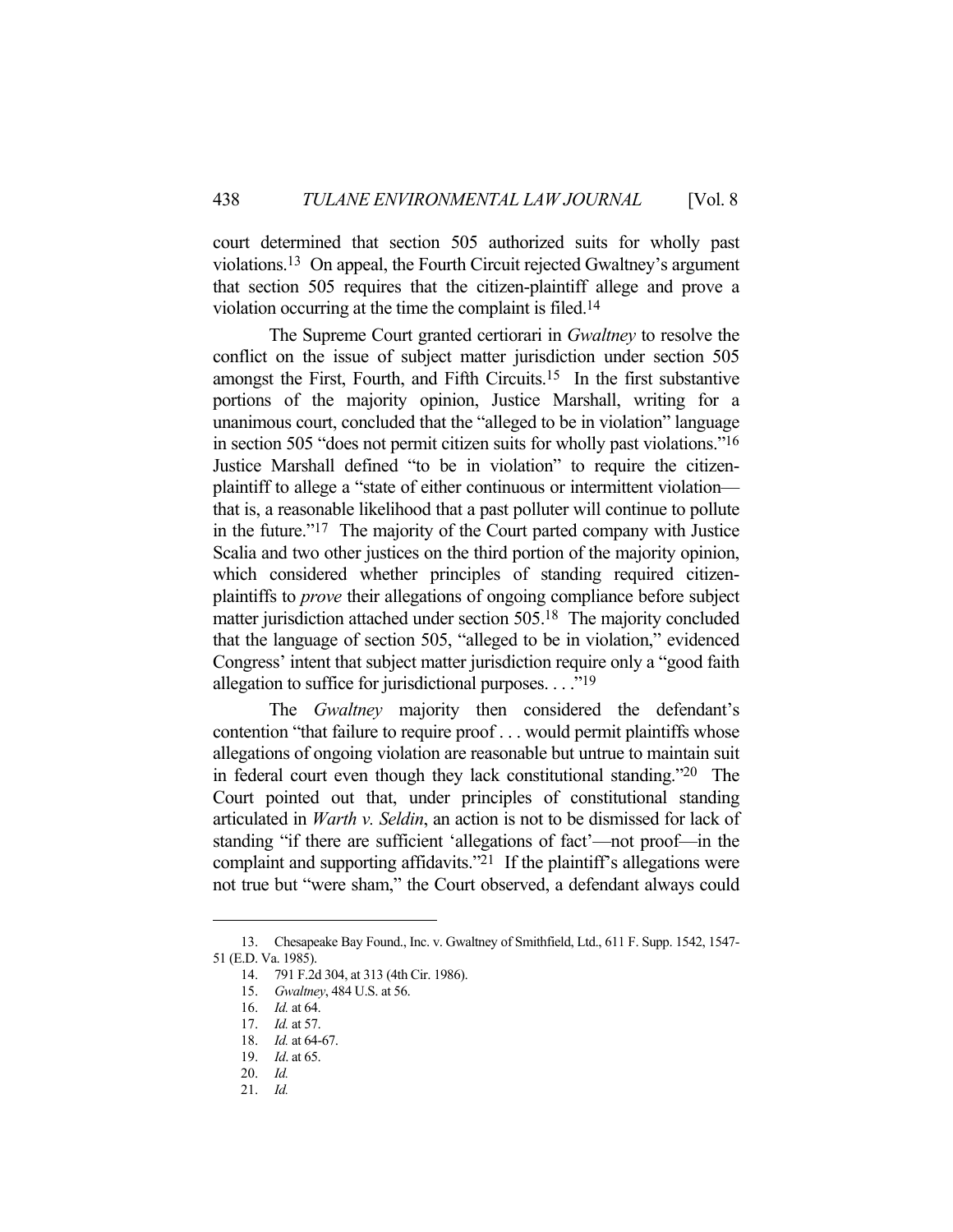court determined that section 505 authorized suits for wholly past violations.[13] On appeal, the Fourth Circuit rejected Gwaltney's argument that section 505 requires that the citizen-plaintiff allege and prove a violation occurring at the time the complaint is filed.[14]

The Supreme Court granted certiorari in *Gwaltney* to resolve the conflict on the issue of subject matter jurisdiction under section 505 amongst the First, Fourth, and Fifth Circuits.[15] In the first substantive portions of the majority opinion, Justice Marshall, writing for a unanimous court, concluded that the "alleged to be in violation" language in section 505 "does not permit citizen suits for wholly past violations."[16] Justice Marshall defined "to be in violation" to require the citizen-plaintiff to allege a "state of either continuous or intermittent violation—that is, a reasonable likelihood that a past polluter will continue to pollute in the future."[17] The majority of the Court parted company with Justice Scalia and two other justices on the third portion of the majority opinion, which considered whether principles of standing required citizen-plaintiffs to *prove* their allegations of ongoing compliance before subject matter jurisdiction attached under section 505.[18] The majority concluded that the language of section 505, "alleged to be in violation," evidenced Congress' intent that subject matter jurisdiction require only a "good faith allegation to suffice for jurisdictional purposes. . . ."[19]

The *Gwaltney* majority then considered the defendant's contention "that failure to require proof . . . would permit plaintiffs whose allegations of ongoing violation are reasonable but untrue to maintain suit in federal court even though they lack constitutional standing."[20] The Court pointed out that, under principles of constitutional standing articulated in *Warth v. Seldin*, an action is not to be dismissed for lack of standing "if there are sufficient 'allegations of fact'—not proof—in the complaint and supporting affidavits."[21] If the plaintiff's allegations were not true but "were sham," the Court observed, a defendant always could

---

13. Chesapeake Bay Found., Inc. v. Gwaltney of Smithfield, Ltd., 611 F. Supp. 1542, 1547-51 (E.D. Va. 1985).

14. 791 F.2d 304, at 313 (4th Cir. 1986).

15. *Gwaltney*, 484 U.S. at 56.

16. *Id.* at 64.

17. *Id.* at 57.

18. *Id.* at 64-67.

19. *Id*. at 65.

20. *Id.*

21. *Id.*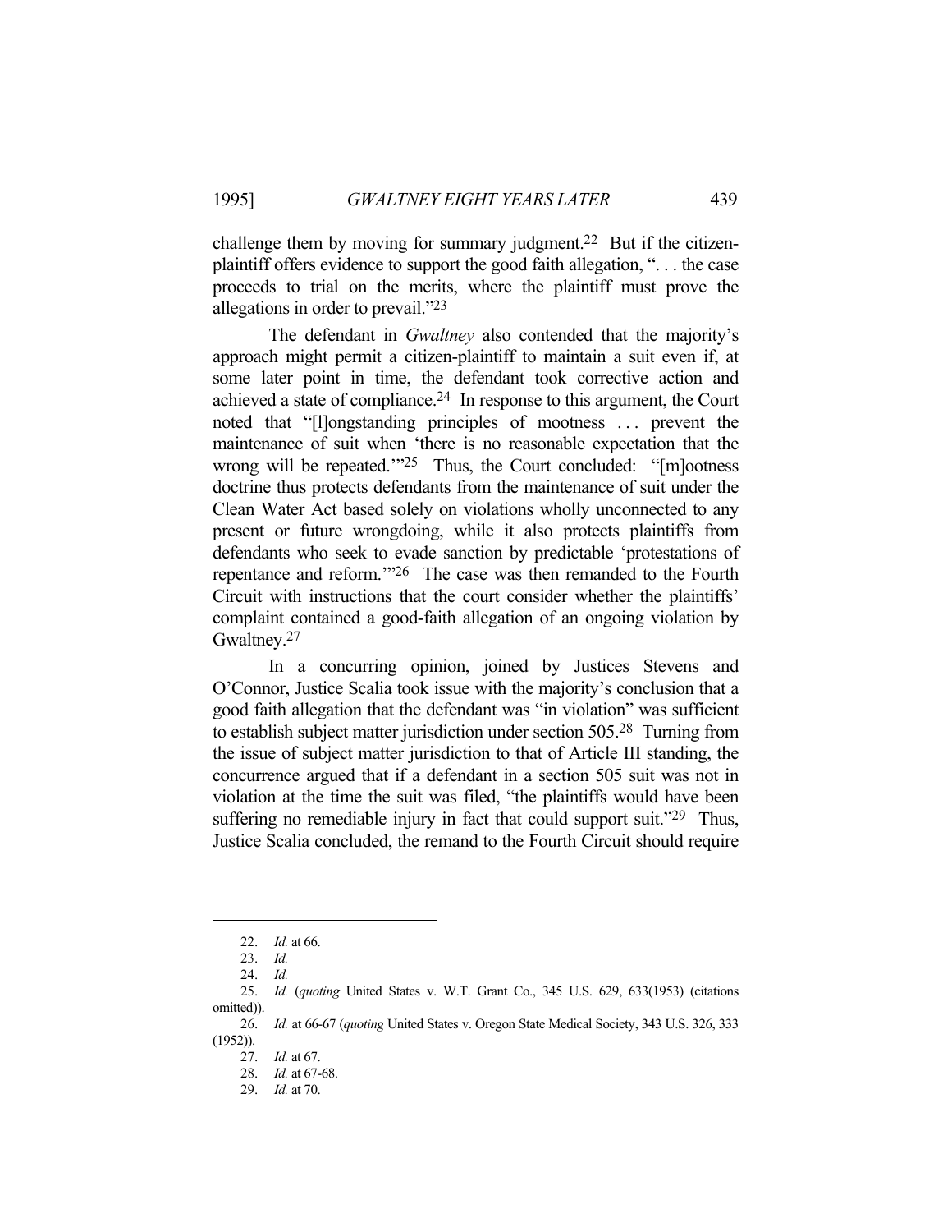challenge them by moving for summary judgment.[22] But if the citizen-plaintiff offers evidence to support the good faith allegation, ". . . the case proceeds to trial on the merits, where the plaintiff must prove the allegations in order to prevail."[23]

The defendant in *Gwaltney* also contended that the majority's approach might permit a citizen-plaintiff to maintain a suit even if, at some later point in time, the defendant took corrective action and achieved a state of compliance.[24] In response to this argument, the Court noted that "[l]ongstanding principles of mootness . . . prevent the maintenance of suit when 'there is no reasonable expectation that the wrong will be repeated.'"[25] Thus, the Court concluded: "[m]ootness doctrine thus protects defendants from the maintenance of suit under the Clean Water Act based solely on violations wholly unconnected to any present or future wrongdoing, while it also protects plaintiffs from defendants who seek to evade sanction by predictable 'protestations of repentance and reform.'"[26] The case was then remanded to the Fourth Circuit with instructions that the court consider whether the plaintiffs' complaint contained a good-faith allegation of an ongoing violation by Gwaltney.[27]

In a concurring opinion, joined by Justices Stevens and O'Connor, Justice Scalia took issue with the majority's conclusion that a good faith allegation that the defendant was "in violation" was sufficient to establish subject matter jurisdiction under section 505.[28] Turning from the issue of subject matter jurisdiction to that of Article III standing, the concurrence argued that if a defendant in a section 505 suit was not in violation at the time the suit was filed, "the plaintiffs would have been suffering no remediable injury in fact that could support suit."[29] Thus, Justice Scalia concluded, the remand to the Fourth Circuit should require

---

22. *Id.* at 66.
23. *Id.*
24. *Id.*
25. *Id.* (*quoting* United States v. W.T. Grant Co., 345 U.S. 629, 633(1953) (citations omitted)).
26. *Id.* at 66-67 (*quoting* United States v. Oregon State Medical Society, 343 U.S. 326, 333 (1952)).
27. *Id.* at 67.
28. *Id.* at 67-68.
29. *Id.* at 70.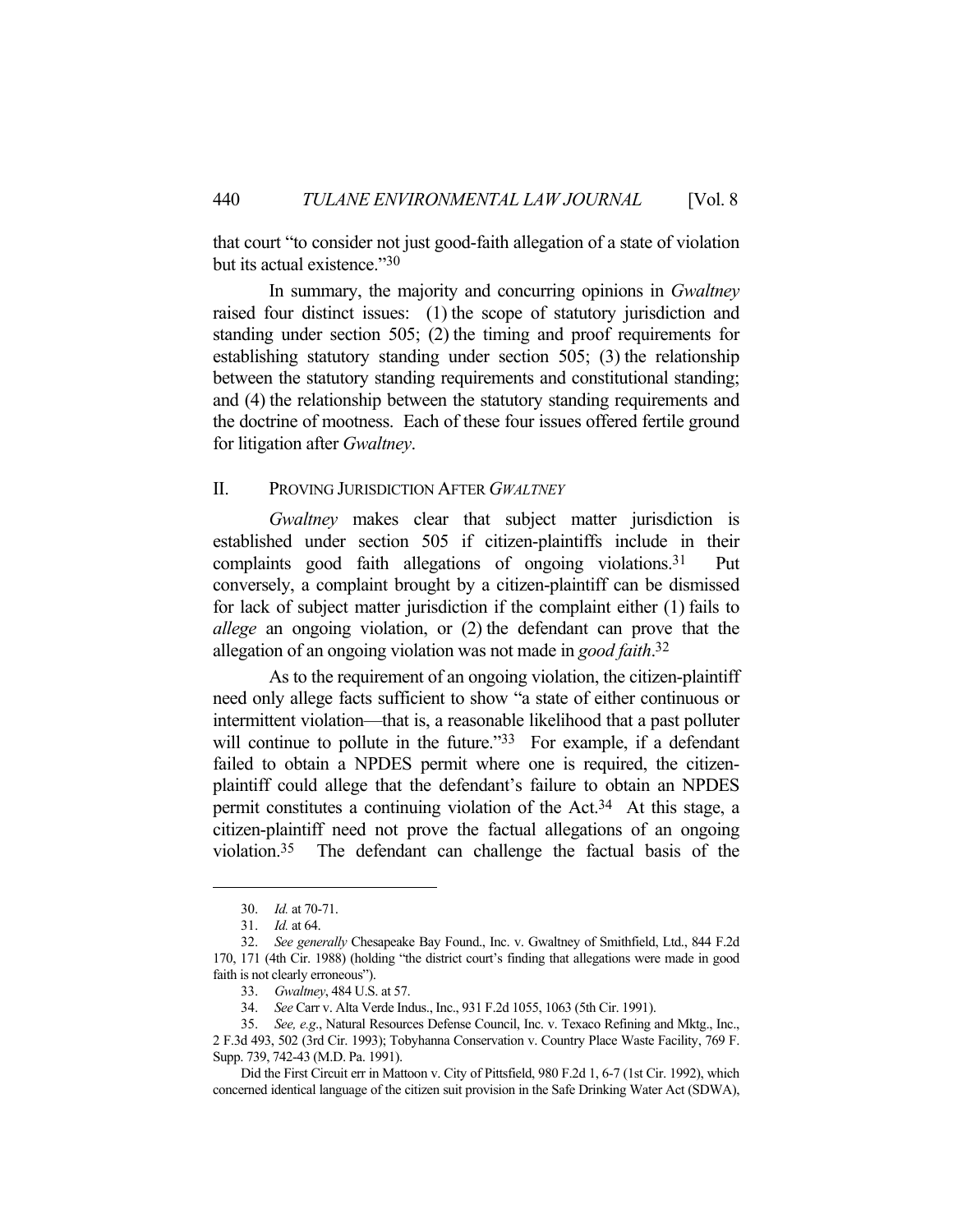that court "to consider not just good-faith allegation of a state of violation but its actual existence."[30]

In summary, the majority and concurring opinions in *Gwaltney* raised four distinct issues: (1) the scope of statutory jurisdiction and standing under section 505; (2) the timing and proof requirements for establishing statutory standing under section 505; (3) the relationship between the statutory standing requirements and constitutional standing; and (4) the relationship between the statutory standing requirements and the doctrine of mootness. Each of these four issues offered fertile ground for litigation after *Gwaltney*.

## II. PROVING JURISDICTION AFTER *GWALTNEY*

*Gwaltney* makes clear that subject matter jurisdiction is established under section 505 if citizen-plaintiffs include in their complaints good faith allegations of ongoing violations.[31] Put conversely, a complaint brought by a citizen-plaintiff can be dismissed for lack of subject matter jurisdiction if the complaint either (1) fails to *allege* an ongoing violation, or (2) the defendant can prove that the allegation of an ongoing violation was not made in *good faith*.[32]

As to the requirement of an ongoing violation, the citizen-plaintiff need only allege facts sufficient to show "a state of either continuous or intermittent violation—that is, a reasonable likelihood that a past polluter will continue to pollute in the future."[33] For example, if a defendant failed to obtain a NPDES permit where one is required, the citizen-plaintiff could allege that the defendant's failure to obtain an NPDES permit constitutes a continuing violation of the Act.[34] At this stage, a citizen-plaintiff need not prove the factual allegations of an ongoing violation.[35] The defendant can challenge the factual basis of the

---

30. *Id.* at 70-71.

31. *Id.* at 64.

32. *See generally* Chesapeake Bay Found., Inc. v. Gwaltney of Smithfield, Ltd., 844 F.2d 170, 171 (4th Cir. 1988) (holding "the district court's finding that allegations were made in good faith is not clearly erroneous").

33. *Gwaltney*, 484 U.S. at 57.

34. *See* Carr v. Alta Verde Indus., Inc., 931 F.2d 1055, 1063 (5th Cir. 1991).

35. *See, e.g.*, Natural Resources Defense Council, Inc. v. Texaco Refining and Mktg., Inc., 2 F.3d 493, 502 (3rd Cir. 1993); Tobyhanna Conservation v. Country Place Waste Facility, 769 F. Supp. 739, 742-43 (M.D. Pa. 1991).

Did the First Circuit err in Mattoon v. City of Pittsfield, 980 F.2d 1, 6-7 (1st Cir. 1992), which concerned identical language of the citizen suit provision in the Safe Drinking Water Act (SDWA),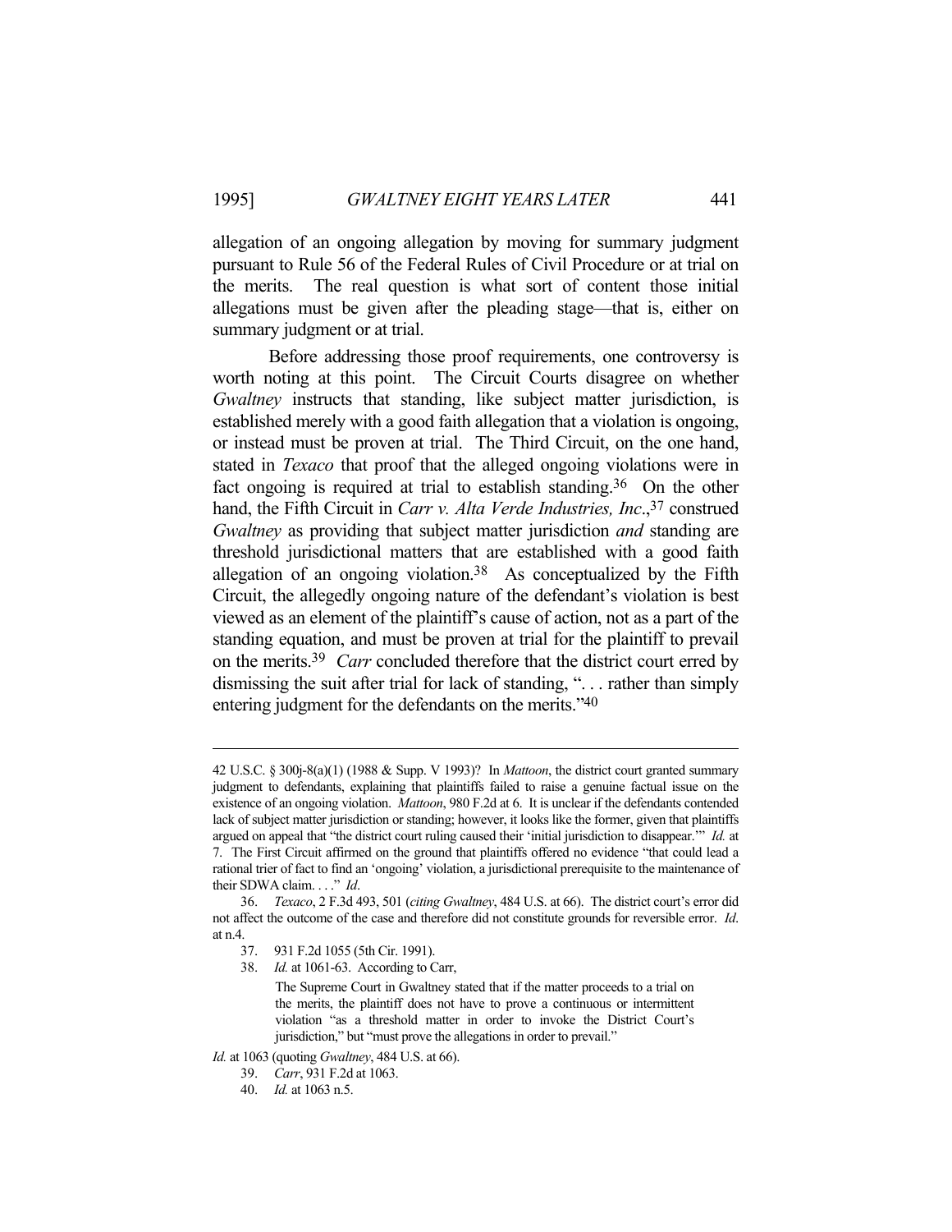allegation of an ongoing allegation by moving for summary judgment pursuant to Rule 56 of the Federal Rules of Civil Procedure or at trial on the merits. The real question is what sort of content those initial allegations must be given after the pleading stage—that is, either on summary judgment or at trial.

Before addressing those proof requirements, one controversy is worth noting at this point. The Circuit Courts disagree on whether *Gwaltney* instructs that standing, like subject matter jurisdiction, is established merely with a good faith allegation that a violation is ongoing, or instead must be proven at trial. The Third Circuit, on the one hand, stated in *Texaco* that proof that the alleged ongoing violations were in fact ongoing is required at trial to establish standing.[36] On the other hand, the Fifth Circuit in *Carr v. Alta Verde Industries, Inc*.,[37] construed *Gwaltney* as providing that subject matter jurisdiction *and* standing are threshold jurisdictional matters that are established with a good faith allegation of an ongoing violation.[38] As conceptualized by the Fifth Circuit, the allegedly ongoing nature of the defendant's violation is best viewed as an element of the plaintiff's cause of action, not as a part of the standing equation, and must be proven at trial for the plaintiff to prevail on the merits.[39] *Carr* concluded therefore that the district court erred by dismissing the suit after trial for lack of standing, ". . . rather than simply entering judgment for the defendants on the merits."[40]

---

42 U.S.C. § 300j-8(a)(1) (1988 & Supp. V 1993)? In *Mattoon*, the district court granted summary judgment to defendants, explaining that plaintiffs failed to raise a genuine factual issue on the existence of an ongoing violation. *Mattoon*, 980 F.2d at 6. It is unclear if the defendants contended lack of subject matter jurisdiction or standing; however, it looks like the former, given that plaintiffs argued on appeal that "the district court ruling caused their 'initial jurisdiction to disappear.'" *Id.* at 7. The First Circuit affirmed on the ground that plaintiffs offered no evidence "that could lead a rational trier of fact to find an 'ongoing' violation, a jurisdictional prerequisite to the maintenance of their SDWA claim. . . ." *Id*.

36. *Texaco*, 2 F.3d 493, 501 (*citing Gwaltney*, 484 U.S. at 66). The district court's error did not affect the outcome of the case and therefore did not constitute grounds for reversible error. *Id*. at n.4.

37. 931 F.2d 1055 (5th Cir. 1991).

38. *Id.* at 1061-63. According to Carr,

> The Supreme Court in Gwaltney stated that if the matter proceeds to a trial on the merits, the plaintiff does not have to prove a continuous or intermittent violation "as a threshold matter in order to invoke the District Court's jurisdiction," but "must prove the allegations in order to prevail."

*Id.* at 1063 (quoting *Gwaltney*, 484 U.S. at 66).

39. *Carr*, 931 F.2d at 1063.

40. *Id.* at 1063 n.5.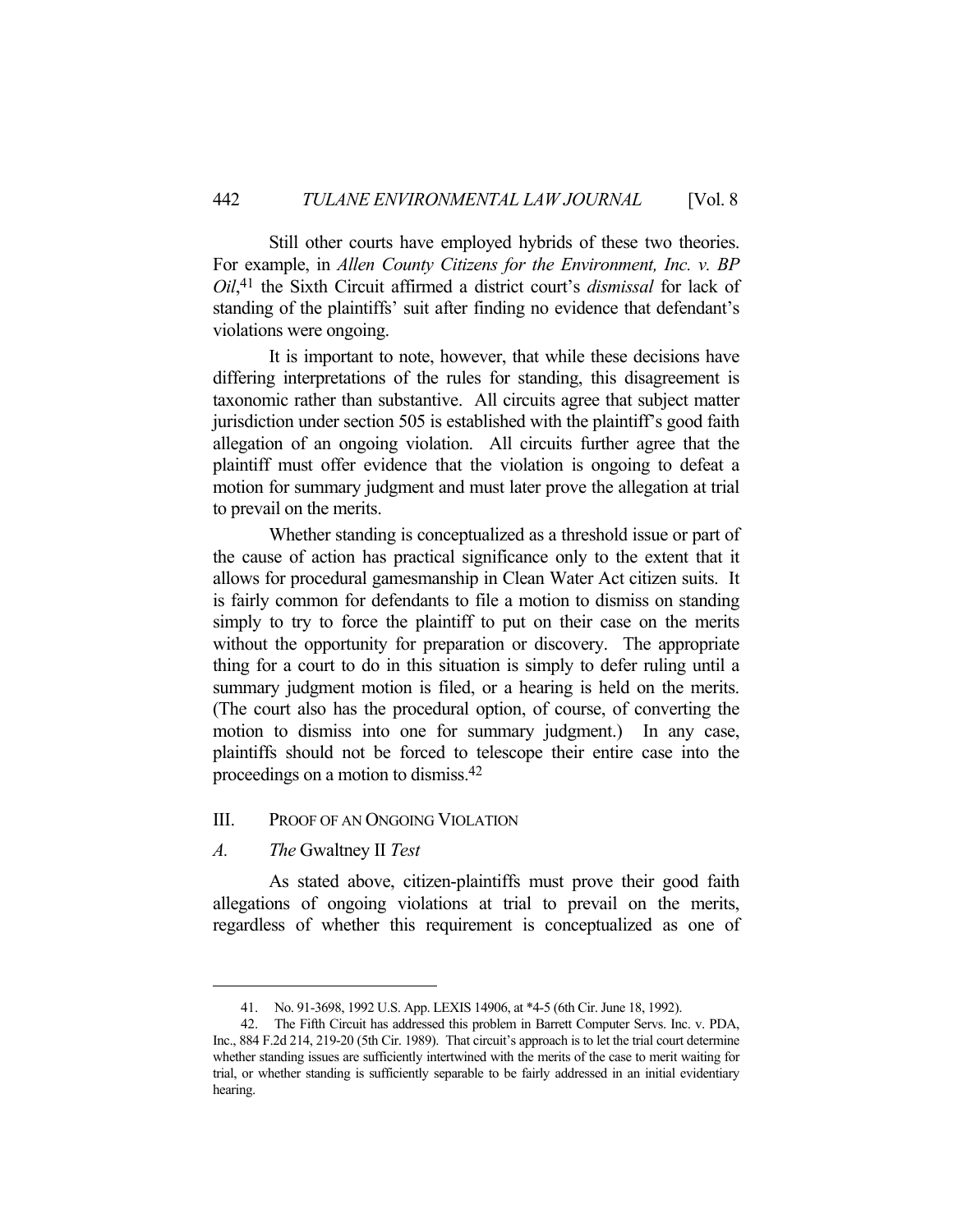Still other courts have employed hybrids of these two theories. For example, in *Allen County Citizens for the Environment, Inc. v. BP Oil*,[41] the Sixth Circuit affirmed a district court's *dismissal* for lack of standing of the plaintiffs' suit after finding no evidence that defendant's violations were ongoing.

It is important to note, however, that while these decisions have differing interpretations of the rules for standing, this disagreement is taxonomic rather than substantive. All circuits agree that subject matter jurisdiction under section 505 is established with the plaintiff's good faith allegation of an ongoing violation. All circuits further agree that the plaintiff must offer evidence that the violation is ongoing to defeat a motion for summary judgment and must later prove the allegation at trial to prevail on the merits.

Whether standing is conceptualized as a threshold issue or part of the cause of action has practical significance only to the extent that it allows for procedural gamesmanship in Clean Water Act citizen suits. It is fairly common for defendants to file a motion to dismiss on standing simply to try to force the plaintiff to put on their case on the merits without the opportunity for preparation or discovery. The appropriate thing for a court to do in this situation is simply to defer ruling until a summary judgment motion is filed, or a hearing is held on the merits. (The court also has the procedural option, of course, of converting the motion to dismiss into one for summary judgment.) In any case, plaintiffs should not be forced to telescope their entire case into the proceedings on a motion to dismiss.[42]

## III. Proof of an Ongoing Violation

### *A. The* Gwaltney II *Test*

As stated above, citizen-plaintiffs must prove their good faith allegations of ongoing violations at trial to prevail on the merits, regardless of whether this requirement is conceptualized as one of

---

41. No. 91-3698, 1992 U.S. App. LEXIS 14906, at *4-5 (6th Cir. June 18, 1992).

42. The Fifth Circuit has addressed this problem in Barrett Computer Servs. Inc. v. PDA, Inc., 884 F.2d 214, 219-20 (5th Cir. 1989). That circuit's approach is to let the trial court determine whether standing issues are sufficiently intertwined with the merits of the case to merit waiting for trial, or whether standing is sufficiently separable to be fairly addressed in an initial evidentiary hearing.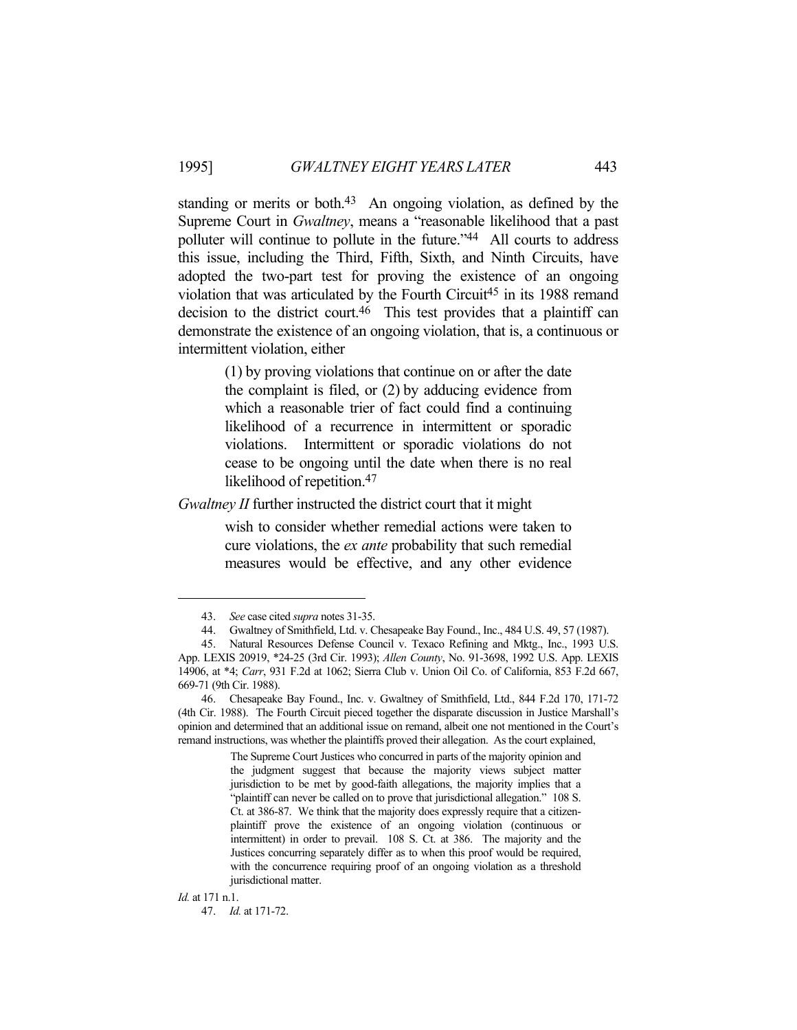standing or merits or both.[43] An ongoing violation, as defined by the Supreme Court in *Gwaltney*, means a "reasonable likelihood that a past polluter will continue to pollute in the future."[44] All courts to address this issue, including the Third, Fifth, Sixth, and Ninth Circuits, have adopted the two-part test for proving the existence of an ongoing violation that was articulated by the Fourth Circuit[45] in its 1988 remand decision to the district court.[46] This test provides that a plaintiff can demonstrate the existence of an ongoing violation, that is, a continuous or intermittent violation, either

> (1) by proving violations that continue on or after the date the complaint is filed, or (2) by adducing evidence from which a reasonable trier of fact could find a continuing likelihood of a recurrence in intermittent or sporadic violations. Intermittent or sporadic violations do not cease to be ongoing until the date when there is no real likelihood of repetition.[47]

*Gwaltney II* further instructed the district court that it might

> wish to consider whether remedial actions were taken to cure violations, the *ex ante* probability that such remedial measures would be effective, and any other evidence

---

43. *See* case cited *supra* notes 31-35.

44. Gwaltney of Smithfield, Ltd. v. Chesapeake Bay Found., Inc., 484 U.S. 49, 57 (1987).

45. Natural Resources Defense Council v. Texaco Refining and Mktg., Inc., 1993 U.S. App. LEXIS 20919, *24-25 (3rd Cir. 1993); *Allen County*, No. 91-3698, 1992 U.S. App. LEXIS 14906, at *4; *Carr*, 931 F.2d at 1062; Sierra Club v. Union Oil Co. of California, 853 F.2d 667, 669-71 (9th Cir. 1988).

46. Chesapeake Bay Found., Inc. v. Gwaltney of Smithfield, Ltd., 844 F.2d 170, 171-72 (4th Cir. 1988). The Fourth Circuit pieced together the disparate discussion in Justice Marshall's opinion and determined that an additional issue on remand, albeit one not mentioned in the Court's remand instructions, was whether the plaintiffs proved their allegation. As the court explained,

> The Supreme Court Justices who concurred in parts of the majority opinion and the judgment suggest that because the majority views subject matter jurisdiction to be met by good-faith allegations, the majority implies that a "plaintiff can never be called on to prove that jurisdictional allegation." 108 S. Ct. at 386-87. We think that the majority does expressly require that a citizen-plaintiff prove the existence of an ongoing violation (continuous or intermittent) in order to prevail. 108 S. Ct. at 386. The majority and the Justices concurring separately differ as to when this proof would be required, with the concurrence requiring proof of an ongoing violation as a threshold jurisdictional matter.

*Id.* at 171 n.1.

47. *Id.* at 171-72.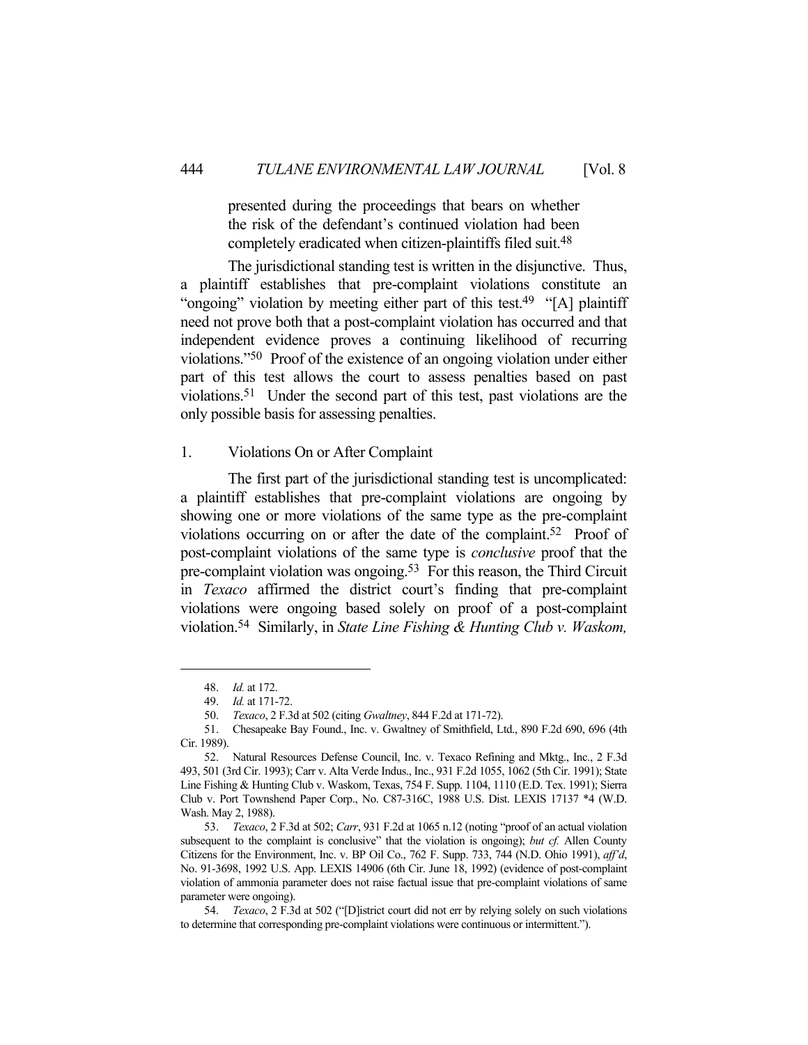presented during the proceedings that bears on whether the risk of the defendant's continued violation had been completely eradicated when citizen-plaintiffs filed suit.[48]

The jurisdictional standing test is written in the disjunctive. Thus, a plaintiff establishes that pre-complaint violations constitute an "ongoing" violation by meeting either part of this test.[49] "[A] plaintiff need not prove both that a post-complaint violation has occurred and that independent evidence proves a continuing likelihood of recurring violations."[50] Proof of the existence of an ongoing violation under either part of this test allows the court to assess penalties based on past violations.[51] Under the second part of this test, past violations are the only possible basis for assessing penalties.

### 1. Violations On or After Complaint

The first part of the jurisdictional standing test is uncomplicated: a plaintiff establishes that pre-complaint violations are ongoing by showing one or more violations of the same type as the pre-complaint violations occurring on or after the date of the complaint.[52] Proof of post-complaint violations of the same type is *conclusive* proof that the pre-complaint violation was ongoing.[53] For this reason, the Third Circuit in *Texaco* affirmed the district court's finding that pre-complaint violations were ongoing based solely on proof of a post-complaint violation.[54] Similarly, in *State Line Fishing & Hunting Club v. Waskom,*

---

48. *Id.* at 172.

49. *Id.* at 171-72.

50. *Texaco*, 2 F.3d at 502 (citing *Gwaltney*, 844 F.2d at 171-72).

51. Chesapeake Bay Found., Inc. v. Gwaltney of Smithfield, Ltd., 890 F.2d 690, 696 (4th Cir. 1989).

52. Natural Resources Defense Council, Inc. v. Texaco Refining and Mktg., Inc., 2 F.3d 493, 501 (3rd Cir. 1993); Carr v. Alta Verde Indus., Inc., 931 F.2d 1055, 1062 (5th Cir. 1991); State Line Fishing & Hunting Club v. Waskom, Texas, 754 F. Supp. 1104, 1110 (E.D. Tex. 1991); Sierra Club v. Port Townshend Paper Corp., No. C87-316C, 1988 U.S. Dist. LEXIS 17137 *4 (W.D. Wash. May 2, 1988).

53. *Texaco*, 2 F.3d at 502; *Carr*, 931 F.2d at 1065 n.12 (noting "proof of an actual violation subsequent to the complaint is conclusive" that the violation is ongoing); *but cf.* Allen County Citizens for the Environment, Inc. v. BP Oil Co., 762 F. Supp. 733, 744 (N.D. Ohio 1991), *aff'd*, No. 91-3698, 1992 U.S. App. LEXIS 14906 (6th Cir. June 18, 1992) (evidence of post-complaint violation of ammonia parameter does not raise factual issue that pre-complaint violations of same parameter were ongoing).

54. *Texaco*, 2 F.3d at 502 ("[D]istrict court did not err by relying solely on such violations to determine that corresponding pre-complaint violations were continuous or intermittent.").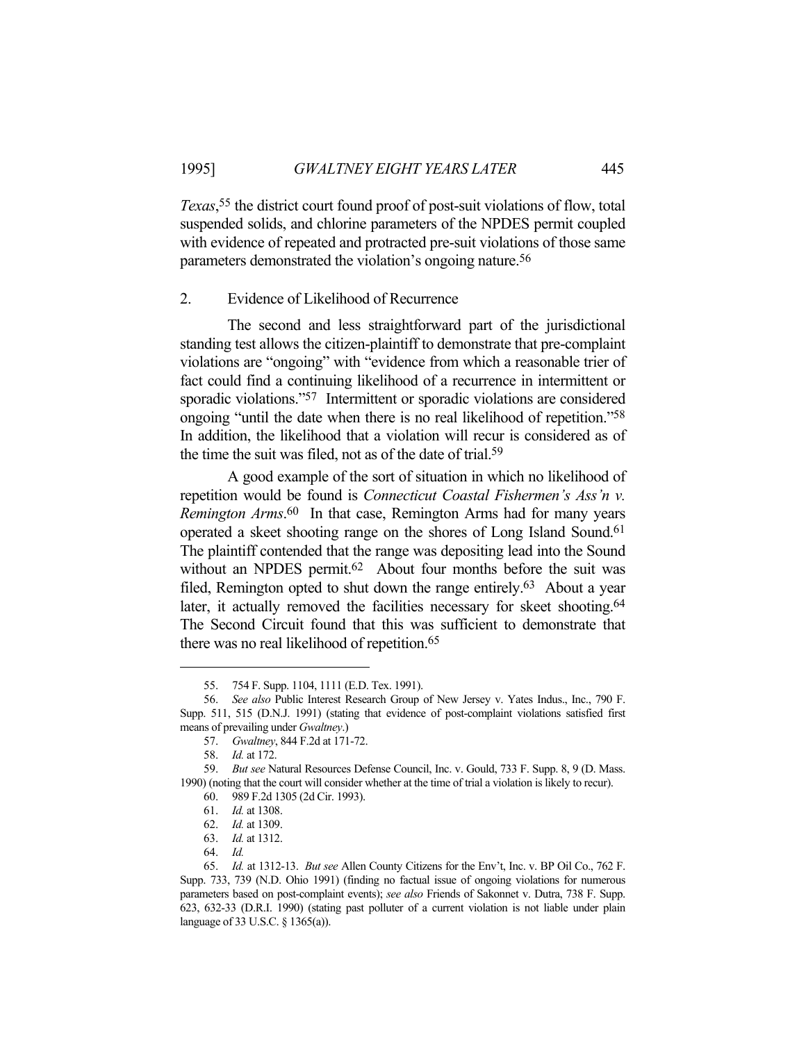*Texas*,[55] the district court found proof of post-suit violations of flow, total suspended solids, and chlorine parameters of the NPDES permit coupled with evidence of repeated and protracted pre-suit violations of those same parameters demonstrated the violation's ongoing nature.[56]

### 2. Evidence of Likelihood of Recurrence

The second and less straightforward part of the jurisdictional standing test allows the citizen-plaintiff to demonstrate that pre-complaint violations are "ongoing" with "evidence from which a reasonable trier of fact could find a continuing likelihood of a recurrence in intermittent or sporadic violations."[57] Intermittent or sporadic violations are considered ongoing "until the date when there is no real likelihood of repetition."[58] In addition, the likelihood that a violation will recur is considered as of the time the suit was filed, not as of the date of trial.[59]

A good example of the sort of situation in which no likelihood of repetition would be found is *Connecticut Coastal Fishermen's Ass'n v. Remington Arms*.[60] In that case, Remington Arms had for many years operated a skeet shooting range on the shores of Long Island Sound.[61] The plaintiff contended that the range was depositing lead into the Sound without an NPDES permit.[62] About four months before the suit was filed, Remington opted to shut down the range entirely.[63] About a year later, it actually removed the facilities necessary for skeet shooting.[64] The Second Circuit found that this was sufficient to demonstrate that there was no real likelihood of repetition.[65]

---

55. 754 F. Supp. 1104, 1111 (E.D. Tex. 1991).

56. *See also* Public Interest Research Group of New Jersey v. Yates Indus., Inc., 790 F. Supp. 511, 515 (D.N.J. 1991) (stating that evidence of post-complaint violations satisfied first means of prevailing under *Gwaltney*.)

57. *Gwaltney*, 844 F.2d at 171-72.

58. *Id.* at 172.

59. *But see* Natural Resources Defense Council, Inc. v. Gould, 733 F. Supp. 8, 9 (D. Mass. 1990) (noting that the court will consider whether at the time of trial a violation is likely to recur).

60. 989 F.2d 1305 (2d Cir. 1993).

61. *Id.* at 1308.

62. *Id.* at 1309.

63. *Id.* at 1312.

64. *Id.*

65. *Id.* at 1312-13. *But see* Allen County Citizens for the Env't, Inc. v. BP Oil Co., 762 F. Supp. 733, 739 (N.D. Ohio 1991) (finding no factual issue of ongoing violations for numerous parameters based on post-complaint events); *see also* Friends of Sakonnet v. Dutra, 738 F. Supp. 623, 632-33 (D.R.I. 1990) (stating past polluter of a current violation is not liable under plain language of 33 U.S.C. § 1365(a)).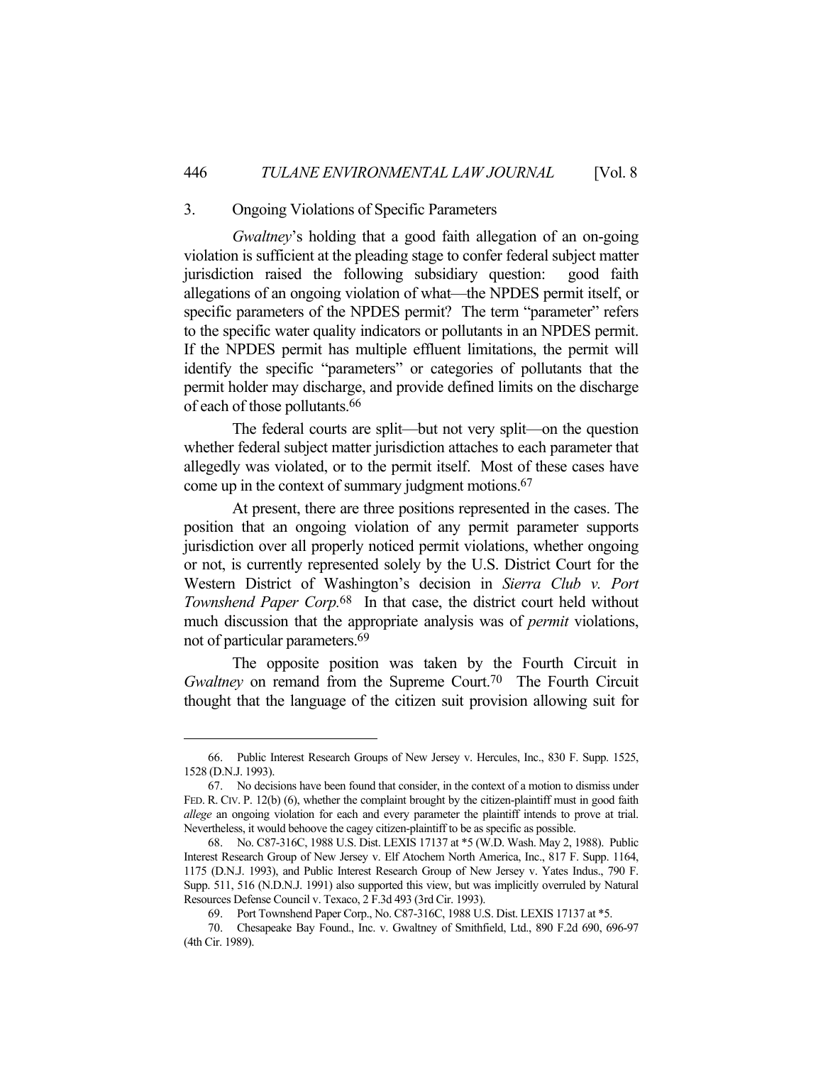### 3. Ongoing Violations of Specific Parameters

*Gwaltney*'s holding that a good faith allegation of an on-going violation is sufficient at the pleading stage to confer federal subject matter jurisdiction raised the following subsidiary question: good faith allegations of an ongoing violation of what—the NPDES permit itself, or specific parameters of the NPDES permit? The term "parameter" refers to the specific water quality indicators or pollutants in an NPDES permit. If the NPDES permit has multiple effluent limitations, the permit will identify the specific "parameters" or categories of pollutants that the permit holder may discharge, and provide defined limits on the discharge of each of those pollutants.[66]

The federal courts are split—but not very split—on the question whether federal subject matter jurisdiction attaches to each parameter that allegedly was violated, or to the permit itself. Most of these cases have come up in the context of summary judgment motions.[67]

At present, there are three positions represented in the cases. The position that an ongoing violation of any permit parameter supports jurisdiction over all properly noticed permit violations, whether ongoing or not, is currently represented solely by the U.S. District Court for the Western District of Washington's decision in *Sierra Club v. Port Townshend Paper Corp.*[68] In that case, the district court held without much discussion that the appropriate analysis was of *permit* violations, not of particular parameters.[69]

The opposite position was taken by the Fourth Circuit in *Gwaltney* on remand from the Supreme Court.[70] The Fourth Circuit thought that the language of the citizen suit provision allowing suit for

---

66. Public Interest Research Groups of New Jersey v. Hercules, Inc., 830 F. Supp. 1525, 1528 (D.N.J. 1993).

67. No decisions have been found that consider, in the context of a motion to dismiss under FED. R. CIV. P. 12(b) (6), whether the complaint brought by the citizen-plaintiff must in good faith *allege* an ongoing violation for each and every parameter the plaintiff intends to prove at trial. Nevertheless, it would behoove the cagey citizen-plaintiff to be as specific as possible.

68. No. C87-316C, 1988 U.S. Dist. LEXIS 17137 at *5 (W.D. Wash. May 2, 1988). Public Interest Research Group of New Jersey v. Elf Atochem North America, Inc., 817 F. Supp. 1164, 1175 (D.N.J. 1993), and Public Interest Research Group of New Jersey v. Yates Indus., 790 F. Supp. 511, 516 (N.D.N.J. 1991) also supported this view, but was implicitly overruled by Natural Resources Defense Council v. Texaco, 2 F.3d 493 (3rd Cir. 1993).

69. Port Townshend Paper Corp., No. C87-316C, 1988 U.S. Dist. LEXIS 17137 at *5.

70. Chesapeake Bay Found., Inc. v. Gwaltney of Smithfield, Ltd., 890 F.2d 690, 696-97 (4th Cir. 1989).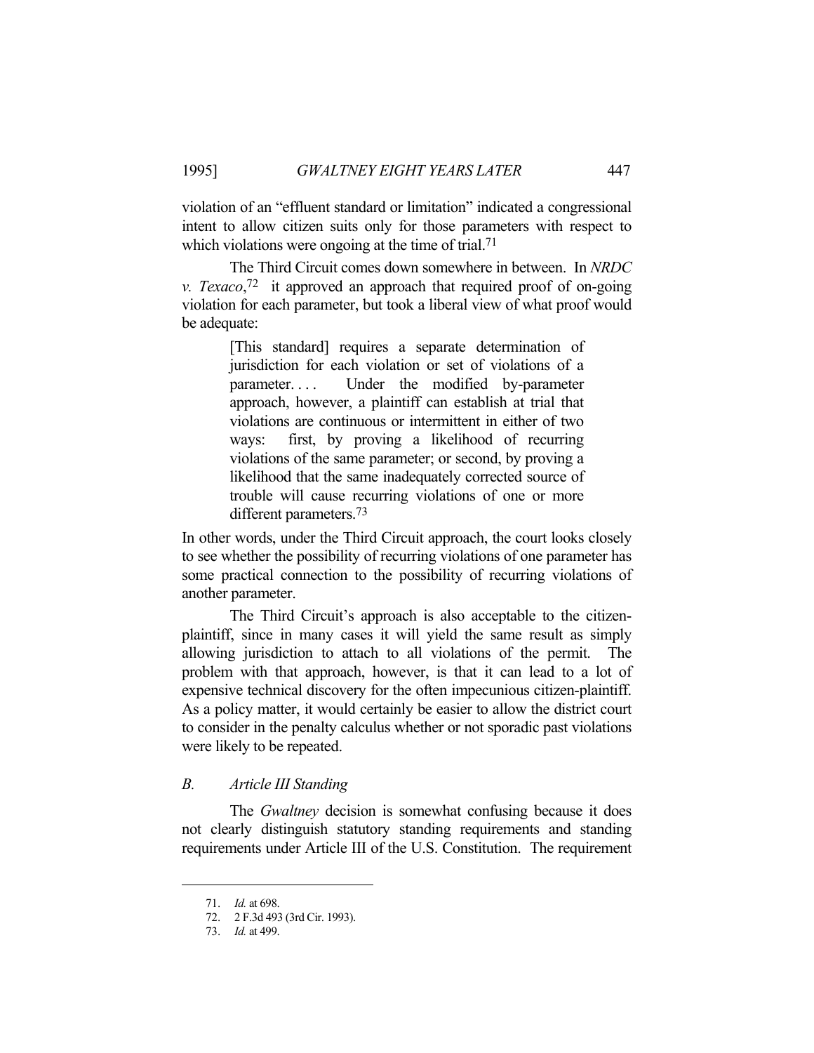violation of an "effluent standard or limitation" indicated a congressional intent to allow citizen suits only for those parameters with respect to which violations were ongoing at the time of trial.[71]

The Third Circuit comes down somewhere in between. In *NRDC v. Texaco*,[72] it approved an approach that required proof of on-going violation for each parameter, but took a liberal view of what proof would be adequate:

> [This standard] requires a separate determination of jurisdiction for each violation or set of violations of a parameter. . . . Under the modified by-parameter approach, however, a plaintiff can establish at trial that violations are continuous or intermittent in either of two ways: first, by proving a likelihood of recurring violations of the same parameter; or second, by proving a likelihood that the same inadequately corrected source of trouble will cause recurring violations of one or more different parameters.[73]

In other words, under the Third Circuit approach, the court looks closely to see whether the possibility of recurring violations of one parameter has some practical connection to the possibility of recurring violations of another parameter.

The Third Circuit's approach is also acceptable to the citizen-plaintiff, since in many cases it will yield the same result as simply allowing jurisdiction to attach to all violations of the permit. The problem with that approach, however, is that it can lead to a lot of expensive technical discovery for the often impecunious citizen-plaintiff. As a policy matter, it would certainly be easier to allow the district court to consider in the penalty calculus whether or not sporadic past violations were likely to be repeated.

### *B. Article III Standing*

The *Gwaltney* decision is somewhat confusing because it does not clearly distinguish statutory standing requirements and standing requirements under Article III of the U.S. Constitution. The requirement

---

71. *Id.* at 698.

72. 2 F.3d 493 (3rd Cir. 1993).

73. *Id.* at 499.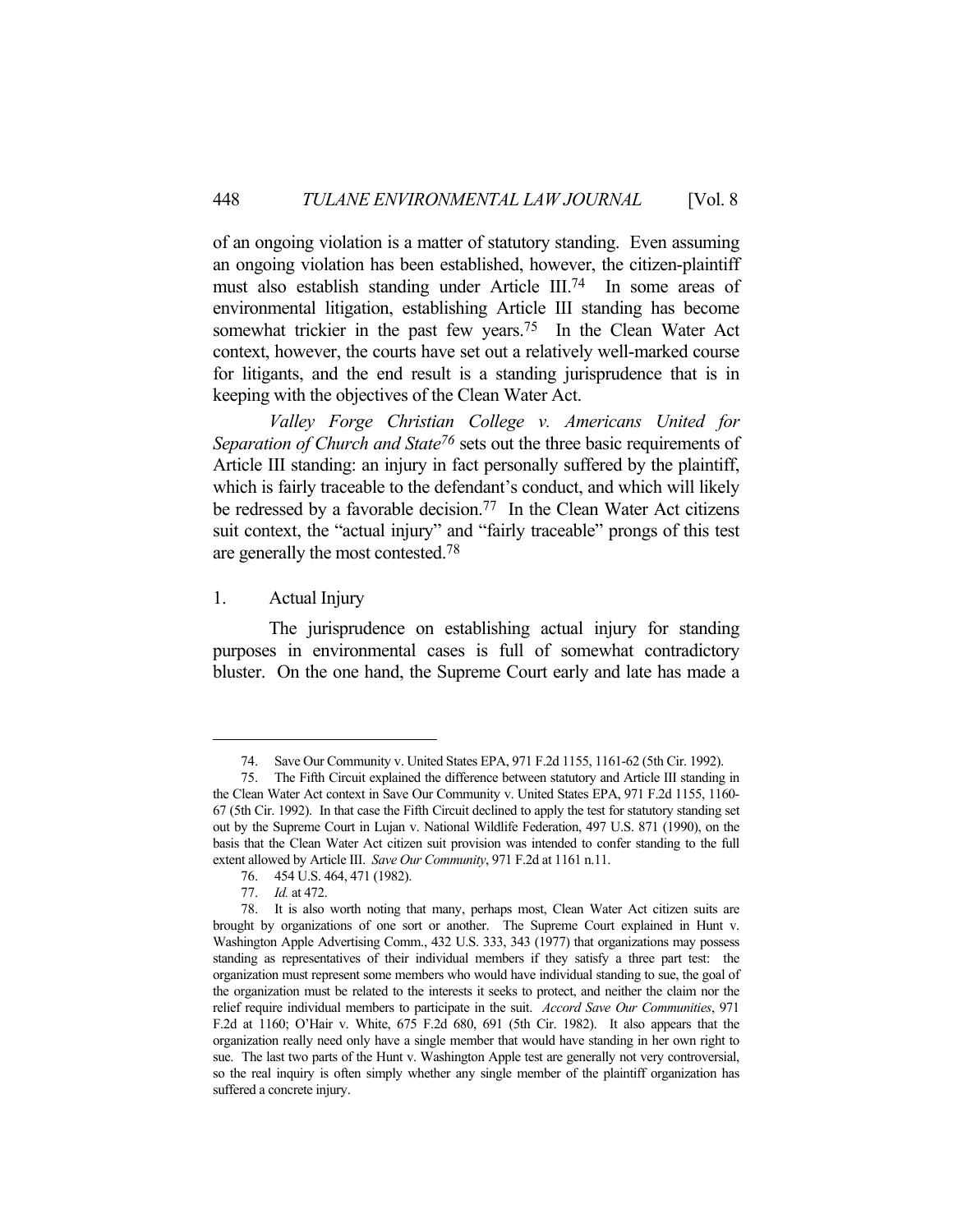of an ongoing violation is a matter of statutory standing. Even assuming an ongoing violation has been established, however, the citizen-plaintiff must also establish standing under Article III.[74] In some areas of environmental litigation, establishing Article III standing has become somewhat trickier in the past few years.[75] In the Clean Water Act context, however, the courts have set out a relatively well-marked course for litigants, and the end result is a standing jurisprudence that is in keeping with the objectives of the Clean Water Act.

*Valley Forge Christian College v. Americans United for Separation of Church and State*[76] sets out the three basic requirements of Article III standing: an injury in fact personally suffered by the plaintiff, which is fairly traceable to the defendant's conduct, and which will likely be redressed by a favorable decision.[77] In the Clean Water Act citizens suit context, the "actual injury" and "fairly traceable" prongs of this test are generally the most contested.[78]

1. Actual Injury

The jurisprudence on establishing actual injury for standing purposes in environmental cases is full of somewhat contradictory bluster. On the one hand, the Supreme Court early and late has made a

---

74. Save Our Community v. United States EPA, 971 F.2d 1155, 1161-62 (5th Cir. 1992).

75. The Fifth Circuit explained the difference between statutory and Article III standing in the Clean Water Act context in Save Our Community v. United States EPA, 971 F.2d 1155, 1160-67 (5th Cir. 1992). In that case the Fifth Circuit declined to apply the test for statutory standing set out by the Supreme Court in Lujan v. National Wildlife Federation, 497 U.S. 871 (1990), on the basis that the Clean Water Act citizen suit provision was intended to confer standing to the full extent allowed by Article III. *Save Our Community*, 971 F.2d at 1161 n.11.

76. 454 U.S. 464, 471 (1982).

77. *Id.* at 472.

78. It is also worth noting that many, perhaps most, Clean Water Act citizen suits are brought by organizations of one sort or another. The Supreme Court explained in Hunt v. Washington Apple Advertising Comm., 432 U.S. 333, 343 (1977) that organizations may possess standing as representatives of their individual members if they satisfy a three part test: the organization must represent some members who would have individual standing to sue, the goal of the organization must be related to the interests it seeks to protect, and neither the claim nor the relief require individual members to participate in the suit. *Accord Save Our Communities*, 971 F.2d at 1160; O'Hair v. White, 675 F.2d 680, 691 (5th Cir. 1982). It also appears that the organization really need only have a single member that would have standing in her own right to sue. The last two parts of the Hunt v. Washington Apple test are generally not very controversial, so the real inquiry is often simply whether any single member of the plaintiff organization has suffered a concrete injury.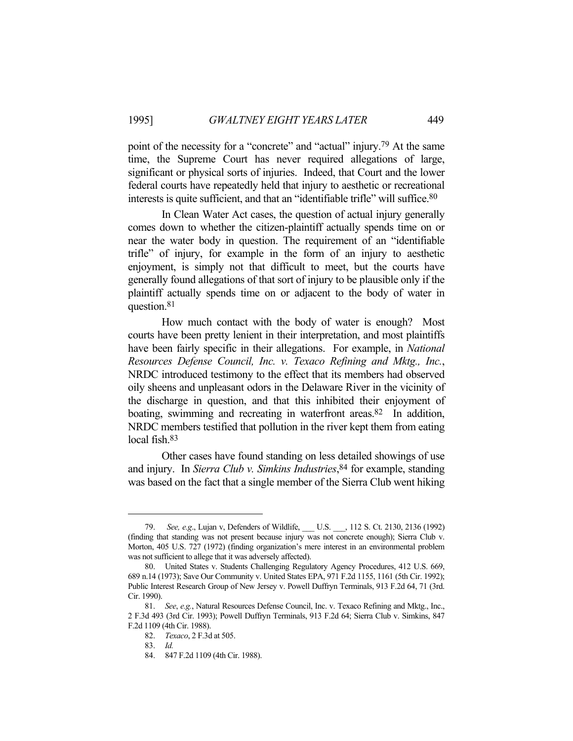point of the necessity for a "concrete" and "actual" injury.[79] At the same time, the Supreme Court has never required allegations of large, significant or physical sorts of injuries. Indeed, that Court and the lower federal courts have repeatedly held that injury to aesthetic or recreational interests is quite sufficient, and that an "identifiable trifle" will suffice.[80]

In Clean Water Act cases, the question of actual injury generally comes down to whether the citizen-plaintiff actually spends time on or near the water body in question. The requirement of an "identifiable trifle" of injury, for example in the form of an injury to aesthetic enjoyment, is simply not that difficult to meet, but the courts have generally found allegations of that sort of injury to be plausible only if the plaintiff actually spends time on or adjacent to the body of water in question.[81]

How much contact with the body of water is enough? Most courts have been pretty lenient in their interpretation, and most plaintiffs have been fairly specific in their allegations. For example, in *National Resources Defense Council, Inc. v. Texaco Refining and Mktg., Inc.*, NRDC introduced testimony to the effect that its members had observed oily sheens and unpleasant odors in the Delaware River in the vicinity of the discharge in question, and that this inhibited their enjoyment of boating, swimming and recreating in waterfront areas.[82] In addition, NRDC members testified that pollution in the river kept them from eating local fish.[83]

Other cases have found standing on less detailed showings of use and injury. In *Sierra Club v. Simkins Industries*,[84] for example, standing was based on the fact that a single member of the Sierra Club went hiking

---

79. *See, e.g*., Lujan v, Defenders of Wildlife, ___ U.S. ___, 112 S. Ct. 2130, 2136 (1992) (finding that standing was not present because injury was not concrete enough); Sierra Club v. Morton, 405 U.S. 727 (1972) (finding organization's mere interest in an environmental problem was not sufficient to allege that it was adversely affected).

80. United States v. Students Challenging Regulatory Agency Procedures, 412 U.S. 669, 689 n.14 (1973); Save Our Community v. United States EPA, 971 F.2d 1155, 1161 (5th Cir. 1992); Public Interest Research Group of New Jersey v. Powell Duffryn Terminals, 913 F.2d 64, 71 (3rd. Cir. 1990).

81. *See*, *e.g.*, Natural Resources Defense Council, Inc. v. Texaco Refining and Mktg., Inc., 2 F.3d 493 (3rd Cir. 1993); Powell Duffryn Terminals, 913 F.2d 64; Sierra Club v. Simkins, 847 F.2d 1109 (4th Cir. 1988).

82. *Texaco*, 2 F.3d at 505.

83. *Id.*

84. 847 F.2d 1109 (4th Cir. 1988).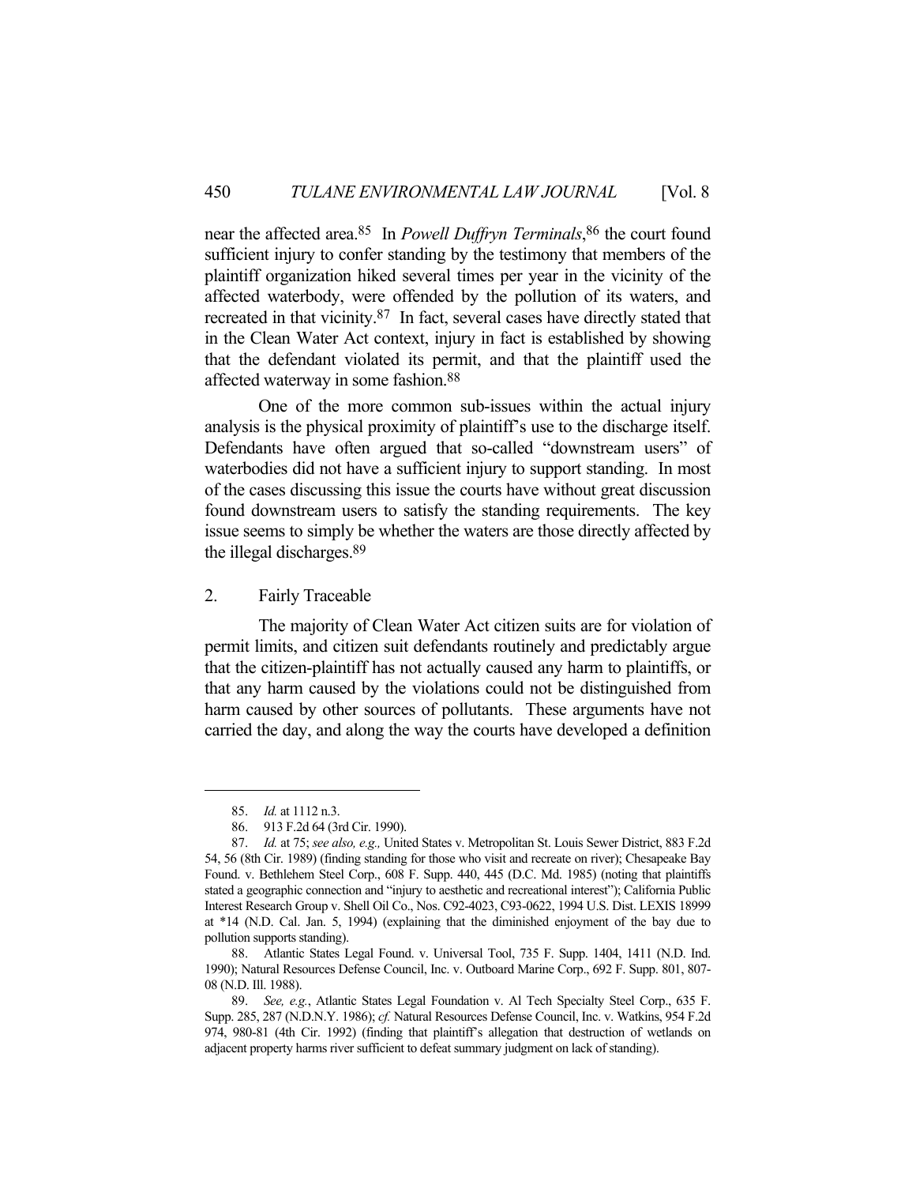near the affected area.[85] In *Powell Duffryn Terminals*,[86] the court found sufficient injury to confer standing by the testimony that members of the plaintiff organization hiked several times per year in the vicinity of the affected waterbody, were offended by the pollution of its waters, and recreated in that vicinity.[87] In fact, several cases have directly stated that in the Clean Water Act context, injury in fact is established by showing that the defendant violated its permit, and that the plaintiff used the affected waterway in some fashion.[88]

One of the more common sub-issues within the actual injury analysis is the physical proximity of plaintiff's use to the discharge itself. Defendants have often argued that so-called "downstream users" of waterbodies did not have a sufficient injury to support standing. In most of the cases discussing this issue the courts have without great discussion found downstream users to satisfy the standing requirements. The key issue seems to simply be whether the waters are those directly affected by the illegal discharges.[89]

### 2. Fairly Traceable

The majority of Clean Water Act citizen suits are for violation of permit limits, and citizen suit defendants routinely and predictably argue that the citizen-plaintiff has not actually caused any harm to plaintiffs, or that any harm caused by the violations could not be distinguished from harm caused by other sources of pollutants. These arguments have not carried the day, and along the way the courts have developed a definition

---

85. *Id.* at 1112 n.3.

86. 913 F.2d 64 (3rd Cir. 1990).

87. *Id.* at 75; *see also, e.g.,* United States v. Metropolitan St. Louis Sewer District, 883 F.2d 54, 56 (8th Cir. 1989) (finding standing for those who visit and recreate on river); Chesapeake Bay Found. v. Bethlehem Steel Corp., 608 F. Supp. 440, 445 (D.C. Md. 1985) (noting that plaintiffs stated a geographic connection and "injury to aesthetic and recreational interest"); California Public Interest Research Group v. Shell Oil Co., Nos. C92-4023, C93-0622, 1994 U.S. Dist. LEXIS 18999 at *14 (N.D. Cal. Jan. 5, 1994) (explaining that the diminished enjoyment of the bay due to pollution supports standing).

88. Atlantic States Legal Found. v. Universal Tool, 735 F. Supp. 1404, 1411 (N.D. Ind. 1990); Natural Resources Defense Council, Inc. v. Outboard Marine Corp., 692 F. Supp. 801, 807-08 (N.D. Ill. 1988).

89. *See, e.g.*, Atlantic States Legal Foundation v. Al Tech Specialty Steel Corp., 635 F. Supp. 285, 287 (N.D.N.Y. 1986); *cf.* Natural Resources Defense Council, Inc. v. Watkins, 954 F.2d 974, 980-81 (4th Cir. 1992) (finding that plaintiff's allegation that destruction of wetlands on adjacent property harms river sufficient to defeat summary judgment on lack of standing).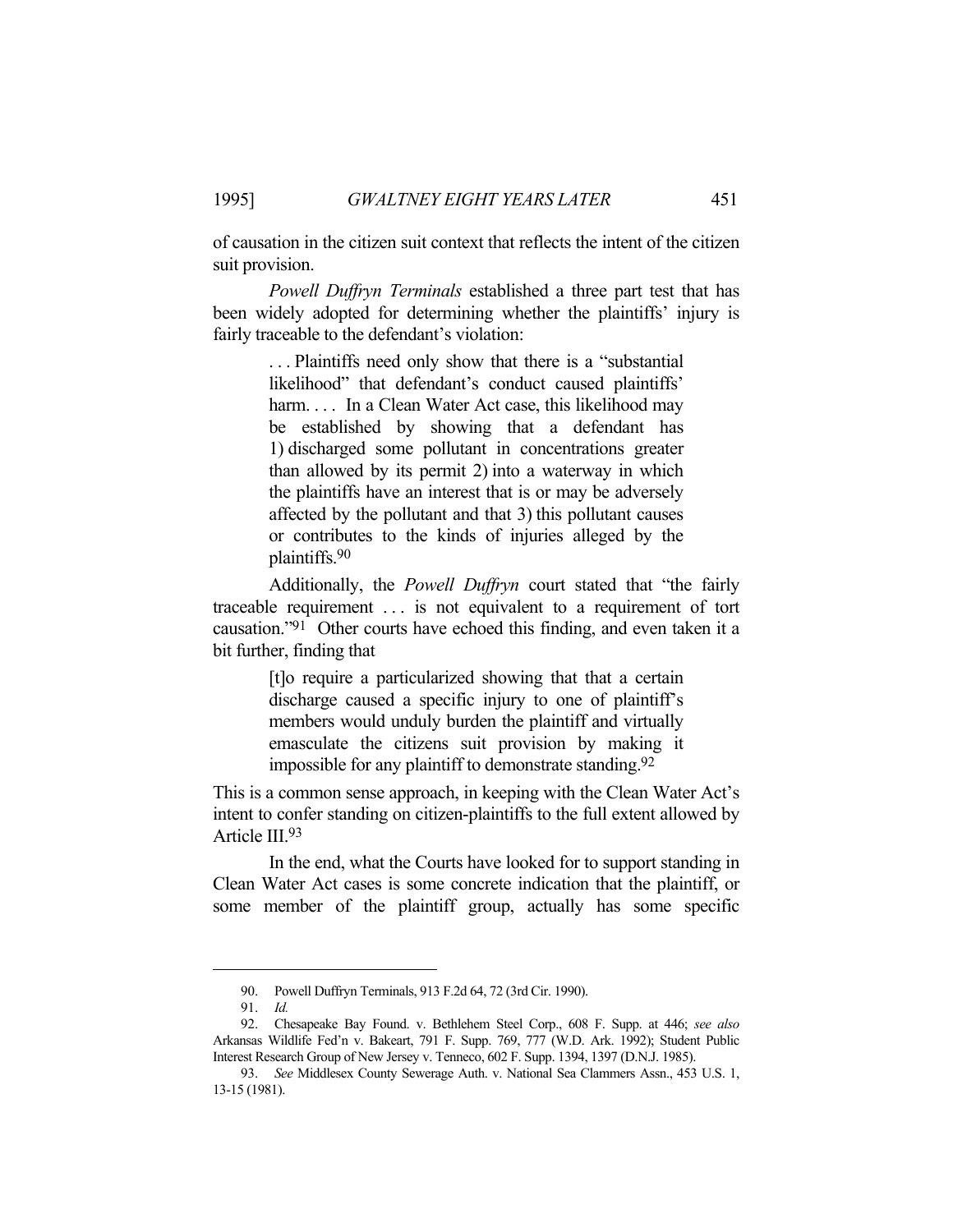of causation in the citizen suit context that reflects the intent of the citizen suit provision.

*Powell Duffryn Terminals* established a three part test that has been widely adopted for determining whether the plaintiffs' injury is fairly traceable to the defendant's violation:

> . . . Plaintiffs need only show that there is a "substantial likelihood" that defendant's conduct caused plaintiffs' harm. . . . In a Clean Water Act case, this likelihood may be established by showing that a defendant has 1) discharged some pollutant in concentrations greater than allowed by its permit 2) into a waterway in which the plaintiffs have an interest that is or may be adversely affected by the pollutant and that 3) this pollutant causes or contributes to the kinds of injuries alleged by the plaintiffs.[90]

Additionally, the *Powell Duffryn* court stated that "the fairly traceable requirement . . . is not equivalent to a requirement of tort causation."[91] Other courts have echoed this finding, and even taken it a bit further, finding that

> [t]o require a particularized showing that that a certain discharge caused a specific injury to one of plaintiff's members would unduly burden the plaintiff and virtually emasculate the citizens suit provision by making it impossible for any plaintiff to demonstrate standing.[92]

This is a common sense approach, in keeping with the Clean Water Act's intent to confer standing on citizen-plaintiffs to the full extent allowed by Article III.[93]

In the end, what the Courts have looked for to support standing in Clean Water Act cases is some concrete indication that the plaintiff, or some member of the plaintiff group, actually has some specific

---

90. Powell Duffryn Terminals, 913 F.2d 64, 72 (3rd Cir. 1990).

91. *Id.*

92. Chesapeake Bay Found. v. Bethlehem Steel Corp., 608 F. Supp. at 446; *see also* Arkansas Wildlife Fed'n v. Bakeart, 791 F. Supp. 769, 777 (W.D. Ark. 1992); Student Public Interest Research Group of New Jersey v. Tenneco, 602 F. Supp. 1394, 1397 (D.N.J. 1985).

93. *See* Middlesex County Sewerage Auth. v. National Sea Clammers Assn., 453 U.S. 1, 13-15 (1981).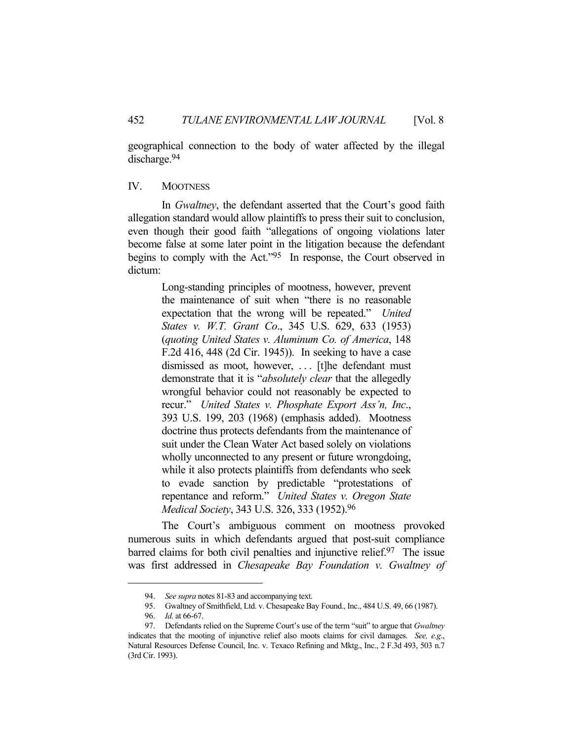geographical connection to the body of water affected by the illegal discharge.[94]

## IV. MOOTNESS

In *Gwaltney*, the defendant asserted that the Court's good faith allegation standard would allow plaintiffs to press their suit to conclusion, even though their good faith "allegations of ongoing violations later become false at some later point in the litigation because the defendant begins to comply with the Act."[95] In response, the Court observed in dictum:

> Long-standing principles of mootness, however, prevent the maintenance of suit when "there is no reasonable expectation that the wrong will be repeated." *United States v. W.T. Grant Co*., 345 U.S. 629, 633 (1953) (*quoting United States v. Aluminum Co. of America*, 148 F.2d 416, 448 (2d Cir. 1945)). In seeking to have a case dismissed as moot, however, . . . [t]he defendant must demonstrate that it is "*absolutely clear* that the allegedly wrongful behavior could not reasonably be expected to recur." *United States v. Phosphate Export Ass'n, Inc*., 393 U.S. 199, 203 (1968) (emphasis added). Mootness doctrine thus protects defendants from the maintenance of suit under the Clean Water Act based solely on violations wholly unconnected to any present or future wrongdoing, while it also protects plaintiffs from defendants who seek to evade sanction by predictable "protestations of repentance and reform." *United States v. Oregon State Medical Society*, 343 U.S. 326, 333 (1952).[96]

The Court's ambiguous comment on mootness provoked numerous suits in which defendants argued that post-suit compliance barred claims for both civil penalties and injunctive relief.[97] The issue was first addressed in *Chesapeake Bay Foundation v. Gwaltney of*

---

94. *See supra* notes 81-83 and accompanying text.

95. Gwaltney of Smithfield, Ltd. v. Chesapeake Bay Found., Inc., 484 U.S. 49, 66 (1987).

96. *Id.* at 66-67.

97. Defendants relied on the Supreme Court's use of the term "suit" to argue that *Gwaltney* indicates that the mooting of injunctive relief also moots claims for civil damages. *See, e.g*., Natural Resources Defense Council, Inc. v. Texaco Refining and Mktg., Inc., 2 F.3d 493, 503 n.7 (3rd Cir. 1993).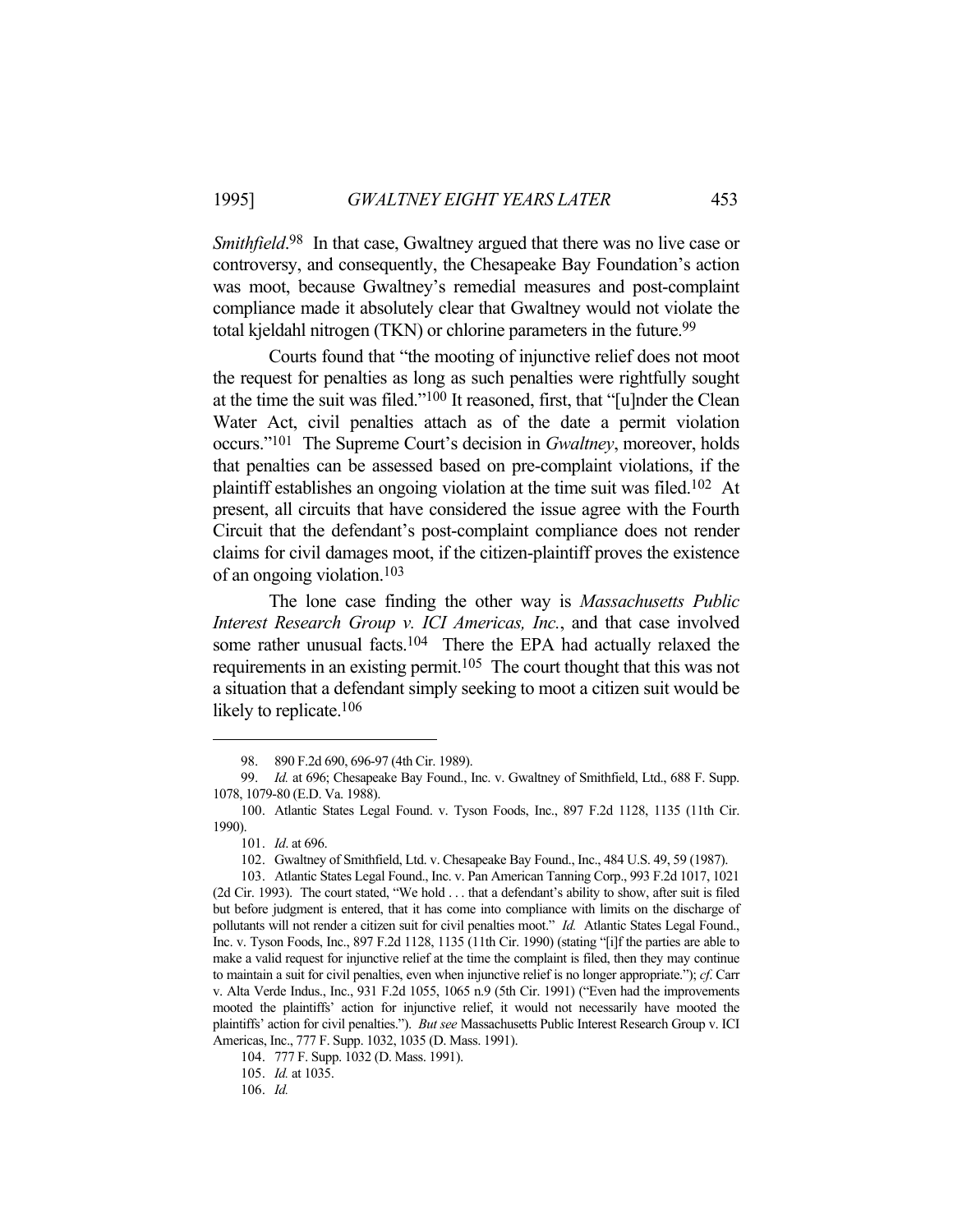*Smithfield*.[98] In that case, Gwaltney argued that there was no live case or controversy, and consequently, the Chesapeake Bay Foundation's action was moot, because Gwaltney's remedial measures and post-complaint compliance made it absolutely clear that Gwaltney would not violate the total kjeldahl nitrogen (TKN) or chlorine parameters in the future.[99]

Courts found that "the mooting of injunctive relief does not moot the request for penalties as long as such penalties were rightfully sought at the time the suit was filed."[100] It reasoned, first, that "[u]nder the Clean Water Act, civil penalties attach as of the date a permit violation occurs."[101] The Supreme Court's decision in *Gwaltney*, moreover, holds that penalties can be assessed based on pre-complaint violations, if the plaintiff establishes an ongoing violation at the time suit was filed.[102] At present, all circuits that have considered the issue agree with the Fourth Circuit that the defendant's post-complaint compliance does not render claims for civil damages moot, if the citizen-plaintiff proves the existence of an ongoing violation.[103]

The lone case finding the other way is *Massachusetts Public Interest Research Group v. ICI Americas, Inc.*, and that case involved some rather unusual facts.[104] There the EPA had actually relaxed the requirements in an existing permit.[105] The court thought that this was not a situation that a defendant simply seeking to moot a citizen suit would be likely to replicate.[106]

---

98. 890 F.2d 690, 696-97 (4th Cir. 1989).

99. *Id.* at 696; Chesapeake Bay Found., Inc. v. Gwaltney of Smithfield, Ltd., 688 F. Supp. 1078, 1079-80 (E.D. Va. 1988).

100. Atlantic States Legal Found. v. Tyson Foods, Inc., 897 F.2d 1128, 1135 (11th Cir. 1990).

101. *Id*. at 696.

102. Gwaltney of Smithfield, Ltd. v. Chesapeake Bay Found., Inc., 484 U.S. 49, 59 (1987).

103. Atlantic States Legal Found., Inc. v. Pan American Tanning Corp., 993 F.2d 1017, 1021 (2d Cir. 1993). The court stated, "We hold . . . that a defendant's ability to show, after suit is filed but before judgment is entered, that it has come into compliance with limits on the discharge of pollutants will not render a citizen suit for civil penalties moot." *Id.* Atlantic States Legal Found., Inc. v. Tyson Foods, Inc., 897 F.2d 1128, 1135 (11th Cir. 1990) (stating "[i]f the parties are able to make a valid request for injunctive relief at the time the complaint is filed, then they may continue to maintain a suit for civil penalties, even when injunctive relief is no longer appropriate."); *cf*. Carr v. Alta Verde Indus., Inc., 931 F.2d 1055, 1065 n.9 (5th Cir. 1991) ("Even had the improvements mooted the plaintiffs' action for injunctive relief, it would not necessarily have mooted the plaintiffs' action for civil penalties."). *But see* Massachusetts Public Interest Research Group v. ICI Americas, Inc., 777 F. Supp. 1032, 1035 (D. Mass. 1991).

104. 777 F. Supp. 1032 (D. Mass. 1991).

105. *Id.* at 1035.

106. *Id.*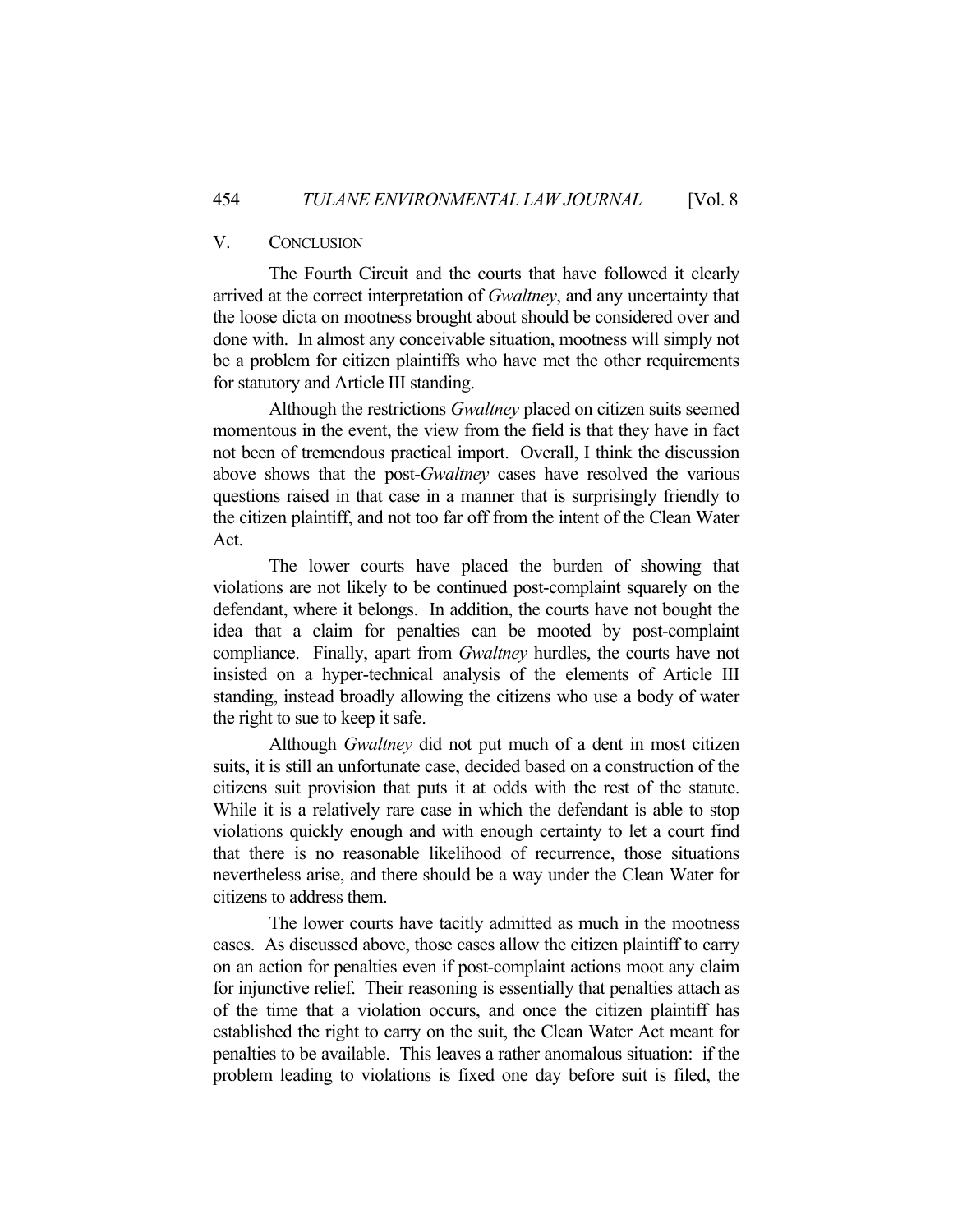## V. CONCLUSION

The Fourth Circuit and the courts that have followed it clearly arrived at the correct interpretation of *Gwaltney*, and any uncertainty that the loose dicta on mootness brought about should be considered over and done with. In almost any conceivable situation, mootness will simply not be a problem for citizen plaintiffs who have met the other requirements for statutory and Article III standing.

Although the restrictions *Gwaltney* placed on citizen suits seemed momentous in the event, the view from the field is that they have in fact not been of tremendous practical import. Overall, I think the discussion above shows that the post-*Gwaltney* cases have resolved the various questions raised in that case in a manner that is surprisingly friendly to the citizen plaintiff, and not too far off from the intent of the Clean Water Act.

The lower courts have placed the burden of showing that violations are not likely to be continued post-complaint squarely on the defendant, where it belongs. In addition, the courts have not bought the idea that a claim for penalties can be mooted by post-complaint compliance. Finally, apart from *Gwaltney* hurdles, the courts have not insisted on a hyper-technical analysis of the elements of Article III standing, instead broadly allowing the citizens who use a body of water the right to sue to keep it safe.

Although *Gwaltney* did not put much of a dent in most citizen suits, it is still an unfortunate case, decided based on a construction of the citizens suit provision that puts it at odds with the rest of the statute. While it is a relatively rare case in which the defendant is able to stop violations quickly enough and with enough certainty to let a court find that there is no reasonable likelihood of recurrence, those situations nevertheless arise, and there should be a way under the Clean Water for citizens to address them.

The lower courts have tacitly admitted as much in the mootness cases. As discussed above, those cases allow the citizen plaintiff to carry on an action for penalties even if post-complaint actions moot any claim for injunctive relief. Their reasoning is essentially that penalties attach as of the time that a violation occurs, and once the citizen plaintiff has established the right to carry on the suit, the Clean Water Act meant for penalties to be available. This leaves a rather anomalous situation: if the problem leading to violations is fixed one day before suit is filed, the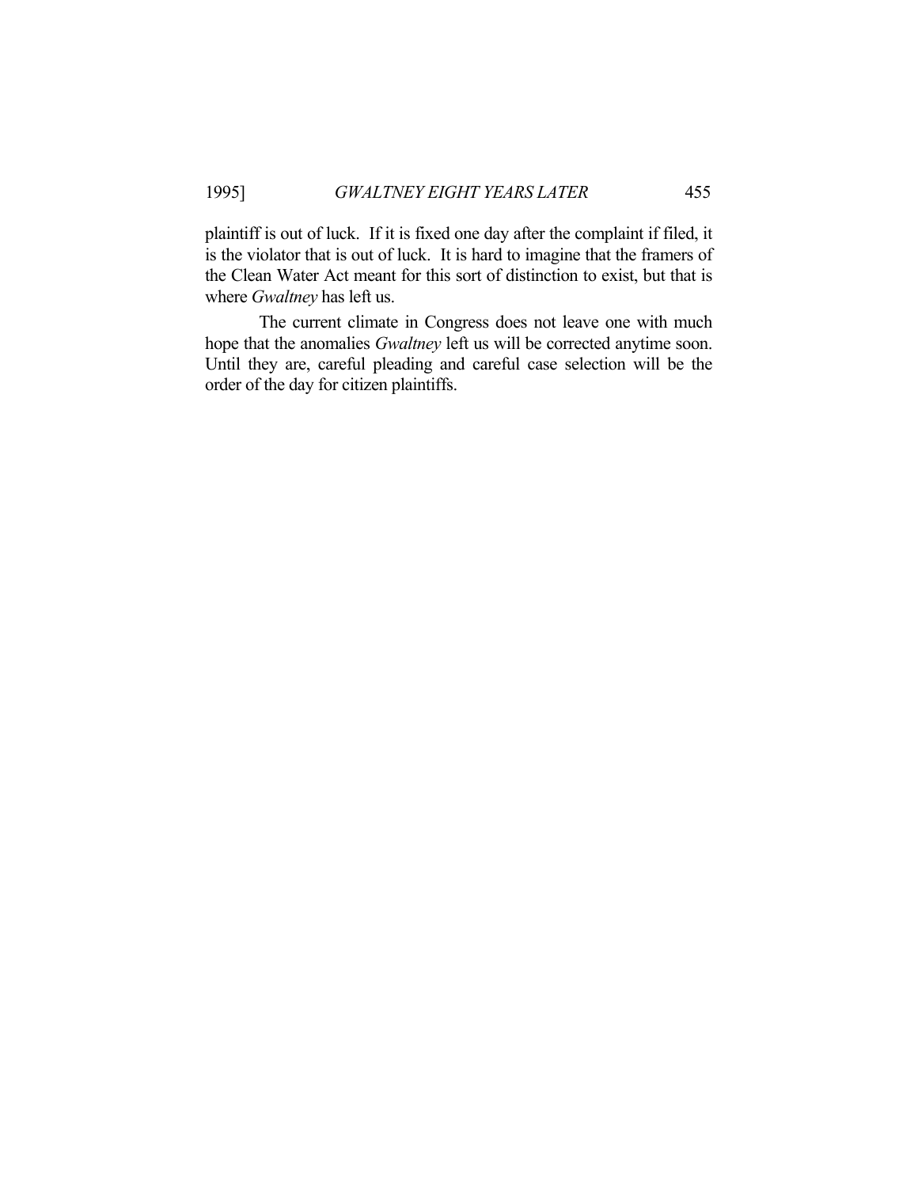plaintiff is out of luck. If it is fixed one day after the complaint if filed, it is the violator that is out of luck. It is hard to imagine that the framers of the Clean Water Act meant for this sort of distinction to exist, but that is where *Gwaltney* has left us.

The current climate in Congress does not leave one with much hope that the anomalies *Gwaltney* left us will be corrected anytime soon. Until they are, careful pleading and careful case selection will be the order of the day for citizen plaintiffs.